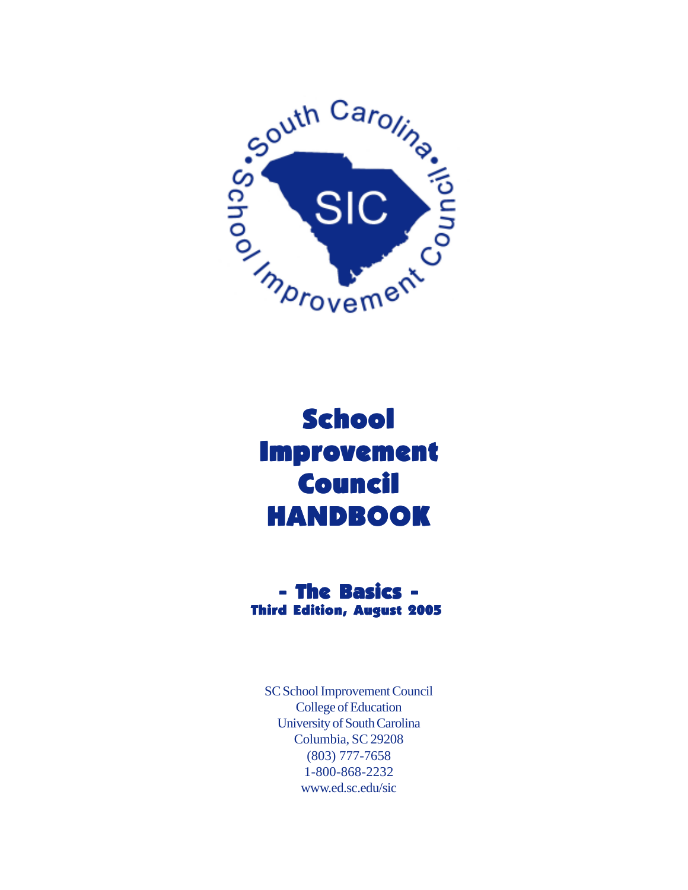# School Improvement Council HANDBOOK

## - The Basics -

### Third Edition, August 2005

SC School Improvement Council
College of Education
University of South Carolina
Columbia, SC 29208
(803) 777-7658
1-800-868-2232
www.ed.sc.edu/sic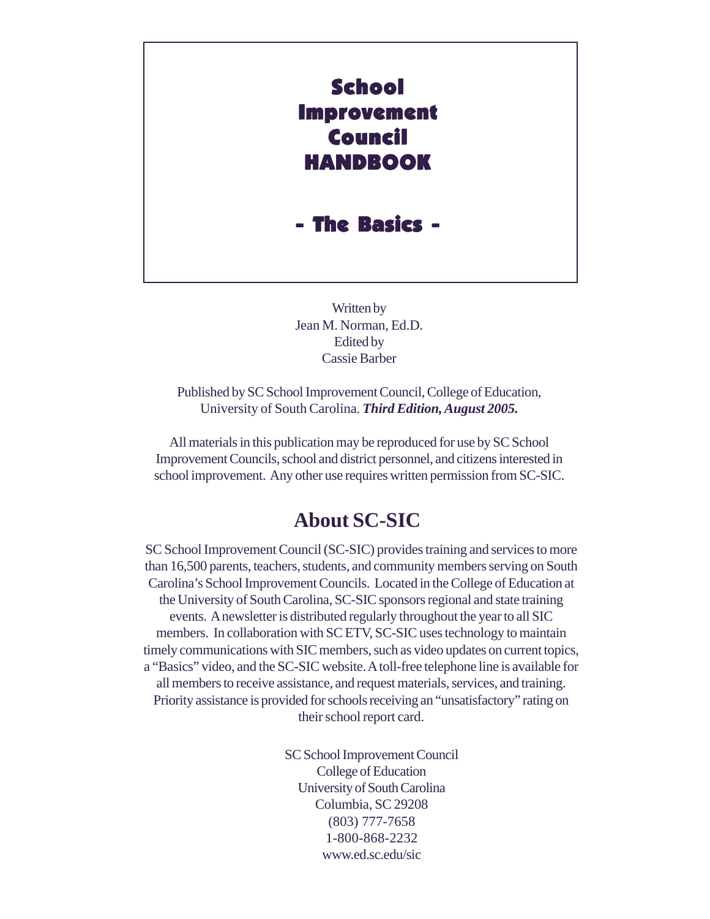# School Improvement Council HANDBOOK

## - The Basics -

Written by
Jean M. Norman, Ed.D.
Edited by
Cassie Barber

Published by SC School Improvement Council, College of Education, University of South Carolina. ***Third Edition, August 2005.***

All materials in this publication may be reproduced for use by SC School Improvement Councils, school and district personnel, and citizens interested in school improvement. Any other use requires written permission from SC-SIC.

## About SC-SIC

SC School Improvement Council (SC-SIC) provides training and services to more than 16,500 parents, teachers, students, and community members serving on South Carolina's School Improvement Councils. Located in the College of Education at the University of South Carolina, SC-SIC sponsors regional and state training events. A newsletter is distributed regularly throughout the year to all SIC members. In collaboration with SC ETV, SC-SIC uses technology to maintain timely communications with SIC members, such as video updates on current topics, a "Basics" video, and the SC-SIC website. A toll-free telephone line is available for all members to receive assistance, and request materials, services, and training. Priority assistance is provided for schools receiving an "unsatisfactory" rating on their school report card.

SC School Improvement Council
College of Education
University of South Carolina
Columbia, SC 29208
(803) 777-7658
1-800-868-2232
www.ed.sc.edu/sic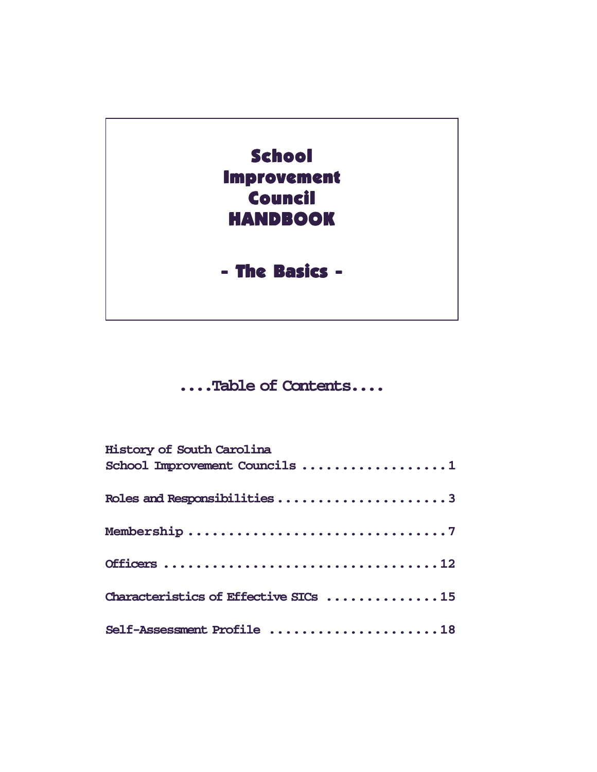# School Improvement Council HANDBOOK

## - The Basics -

## ....Table of Contents....

| | |
|---|---|
| History of South Carolina School Improvement Councils | 1 |
| Roles and Responsibilities | 3 |
| Membership | 7 |
| Officers | 12 |
| Characteristics of Effective SICs | 15 |
| Self-Assessment Profile | 18 |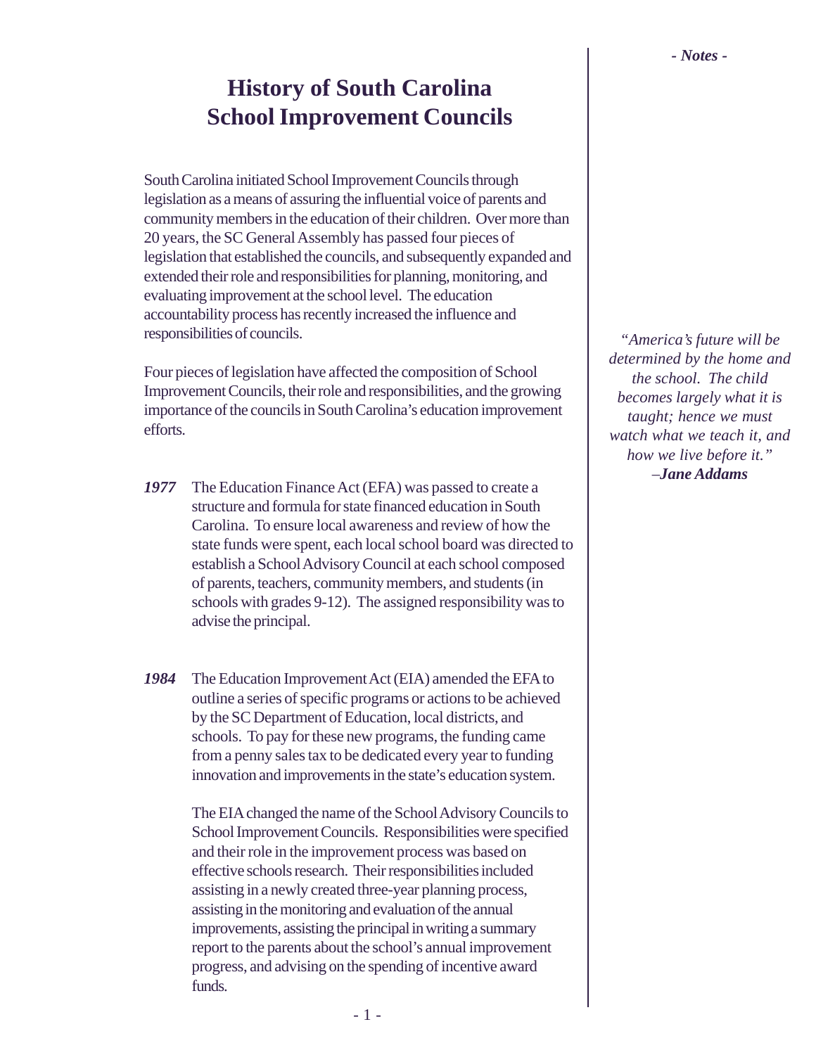# History of South Carolina School Improvement Councils

South Carolina initiated School Improvement Councils through legislation as a means of assuring the influential voice of parents and community members in the education of their children. Over more than 20 years, the SC General Assembly has passed four pieces of legislation that established the councils, and subsequently expanded and extended their role and responsibilities for planning, monitoring, and evaluating improvement at the school level. The education accountability process has recently increased the influence and responsibilities of councils.

Four pieces of legislation have affected the composition of School Improvement Councils, their role and responsibilities, and the growing importance of the councils in South Carolina's education improvement efforts.

***1977*** The Education Finance Act (EFA) was passed to create a structure and formula for state financed education in South Carolina. To ensure local awareness and review of how the state funds were spent, each local school board was directed to establish a School Advisory Council at each school composed of parents, teachers, community members, and students (in schools with grades 9-12). The assigned responsibility was to advise the principal.

***1984*** The Education Improvement Act (EIA) amended the EFA to outline a series of specific programs or actions to be achieved by the SC Department of Education, local districts, and schools. To pay for these new programs, the funding came from a penny sales tax to be dedicated every year to funding innovation and improvements in the state's education system.

The EIA changed the name of the School Advisory Councils to School Improvement Councils. Responsibilities were specified and their role in the improvement process was based on effective schools research. Their responsibilities included assisting in a newly created three-year planning process, assisting in the monitoring and evaluation of the annual improvements, assisting the principal in writing a summary report to the parents about the school's annual improvement progress, and advising on the spending of incentive award funds.

*- Notes -*

*"America's future will be determined by the home and the school. The child becomes largely what it is taught; hence we must watch what we teach it, and how we live before it."*
*–**Jane Addams***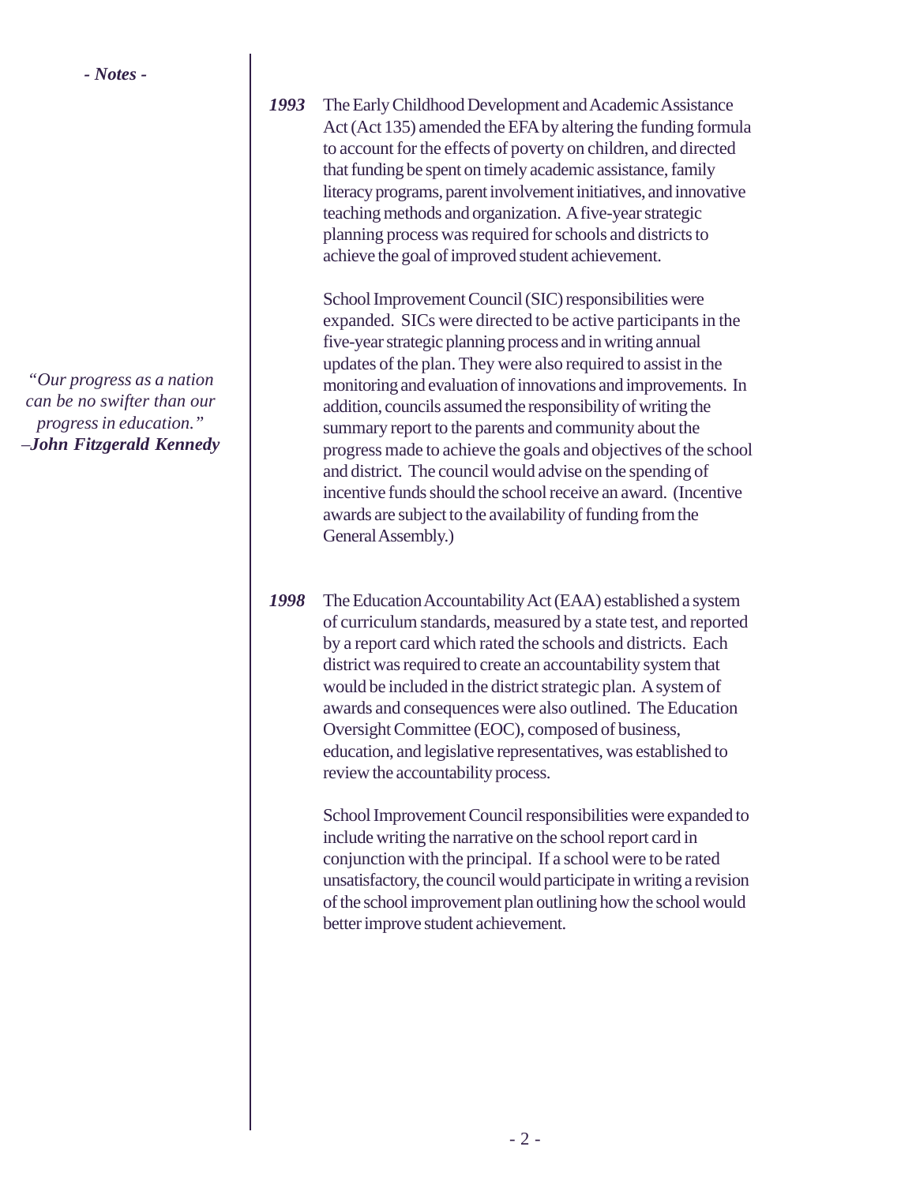*- Notes -*

*"Our progress as a nation can be no swifter than our progress in education."*
*–**John Fitzgerald Kennedy***

***1993*** The Early Childhood Development and Academic Assistance Act (Act 135) amended the EFA by altering the funding formula to account for the effects of poverty on children, and directed that funding be spent on timely academic assistance, family literacy programs, parent involvement initiatives, and innovative teaching methods and organization. A five-year strategic planning process was required for schools and districts to achieve the goal of improved student achievement.

School Improvement Council (SIC) responsibilities were expanded. SICs were directed to be active participants in the five-year strategic planning process and in writing annual updates of the plan. They were also required to assist in the monitoring and evaluation of innovations and improvements. In addition, councils assumed the responsibility of writing the summary report to the parents and community about the progress made to achieve the goals and objectives of the school and district. The council would advise on the spending of incentive funds should the school receive an award. (Incentive awards are subject to the availability of funding from the General Assembly.)

***1998*** The Education Accountability Act (EAA) established a system of curriculum standards, measured by a state test, and reported by a report card which rated the schools and districts. Each district was required to create an accountability system that would be included in the district strategic plan. A system of awards and consequences were also outlined. The Education Oversight Committee (EOC), composed of business, education, and legislative representatives, was established to review the accountability process.

School Improvement Council responsibilities were expanded to include writing the narrative on the school report card in conjunction with the principal. If a school were to be rated unsatisfactory, the council would participate in writing a revision of the school improvement plan outlining how the school would better improve student achievement.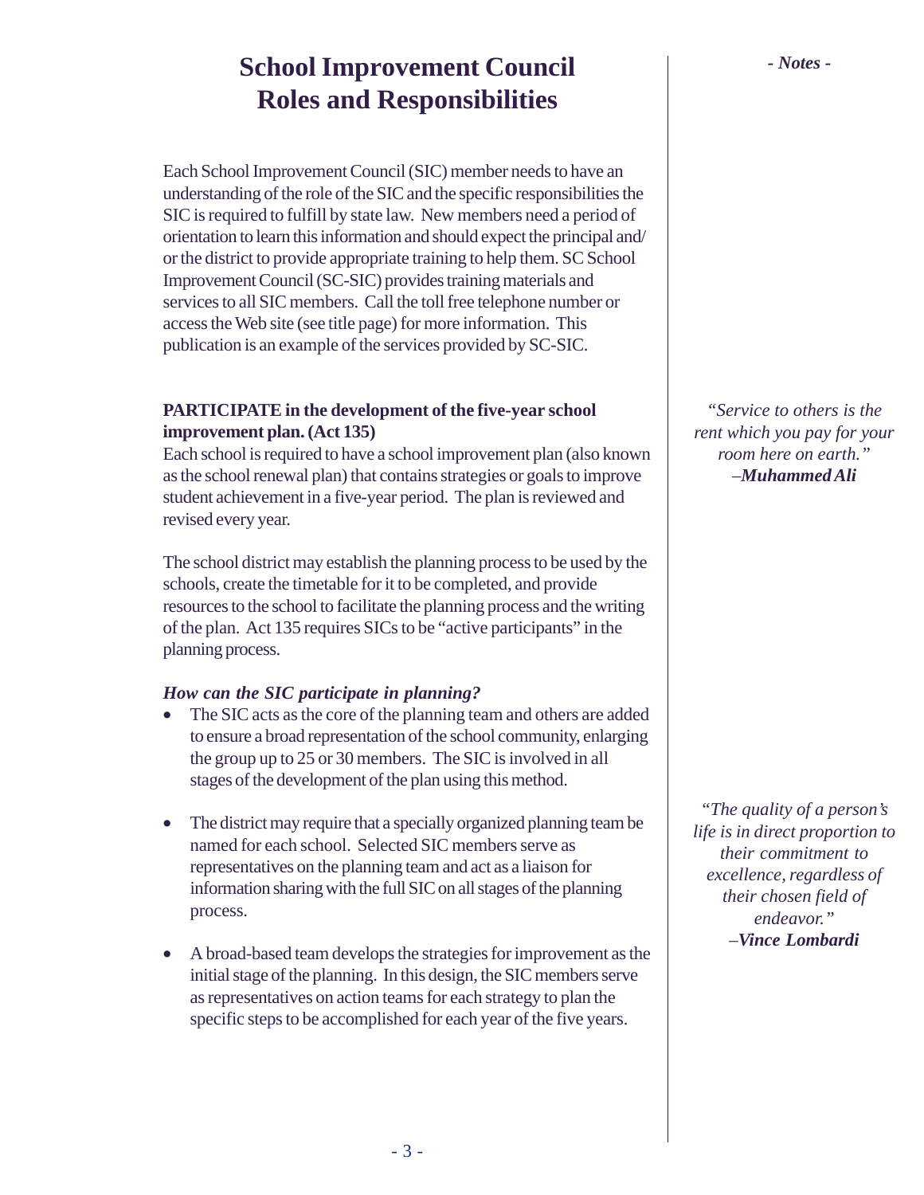# School Improvement Council Roles and Responsibilities

*- Notes -*

Each School Improvement Council (SIC) member needs to have an understanding of the role of the SIC and the specific responsibilities the SIC is required to fulfill by state law. New members need a period of orientation to learn this information and should expect the principal and/or the district to provide appropriate training to help them. SC School Improvement Council (SC-SIC) provides training materials and services to all SIC members. Call the toll free telephone number or access the Web site (see title page) for more information. This publication is an example of the services provided by SC-SIC.

**PARTICIPATE in the development of the five-year school improvement plan. (Act 135)**

Each school is required to have a school improvement plan (also known as the school renewal plan) that contains strategies or goals to improve student achievement in a five-year period. The plan is reviewed and revised every year.

*"Service to others is the rent which you pay for your room here on earth."*
*–**Muhammed Ali***

The school district may establish the planning process to be used by the schools, create the timetable for it to be completed, and provide resources to the school to facilitate the planning process and the writing of the plan. Act 135 requires SICs to be "active participants" in the planning process.

***How can the SIC participate in planning?***

- The SIC acts as the core of the planning team and others are added to ensure a broad representation of the school community, enlarging the group up to 25 or 30 members. The SIC is involved in all stages of the development of the plan using this method.
- The district may require that a specially organized planning team be named for each school. Selected SIC members serve as representatives on the planning team and act as a liaison for information sharing with the full SIC on all stages of the planning process.
- A broad-based team develops the strategies for improvement as the initial stage of the planning. In this design, the SIC members serve as representatives on action teams for each strategy to plan the specific steps to be accomplished for each year of the five years.

*"The quality of a person's life is in direct proportion to their commitment to excellence, regardless of their chosen field of endeavor."*
*–**Vince Lombardi***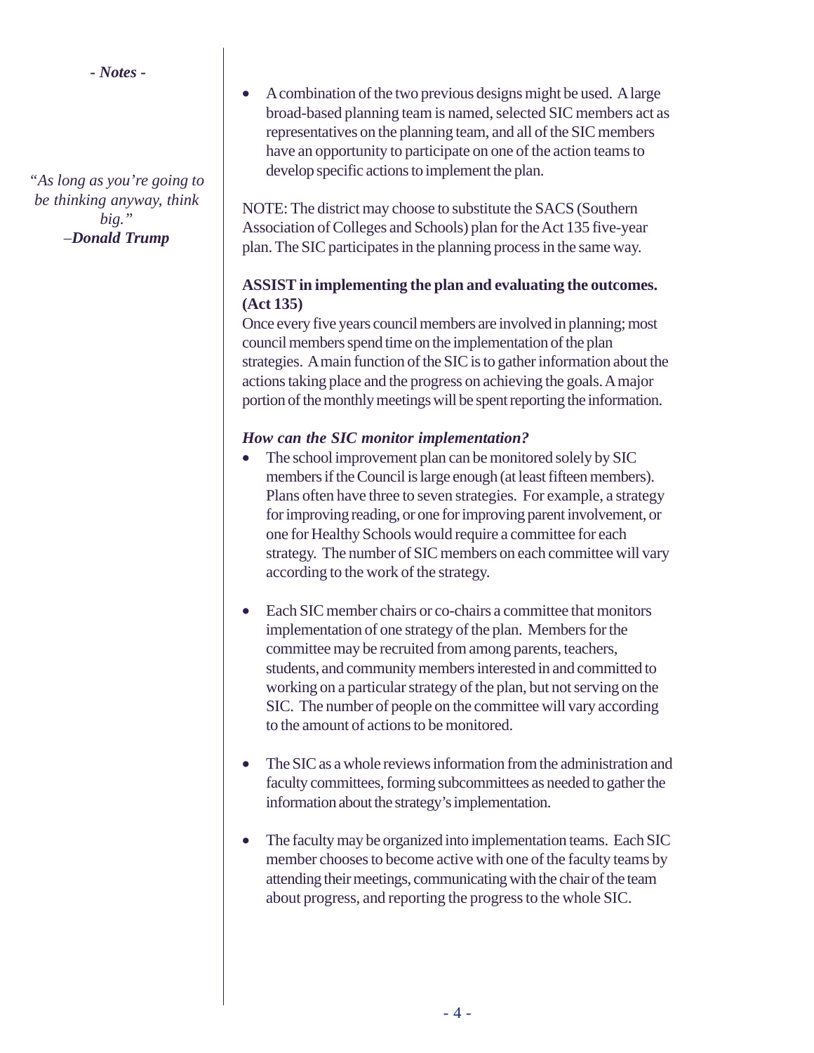*- Notes -*

*"As long as you're going to be thinking anyway, think big."*
*–**Donald Trump***

- A combination of the two previous designs might be used. A large broad-based planning team is named, selected SIC members act as representatives on the planning team, and all of the SIC members have an opportunity to participate on one of the action teams to develop specific actions to implement the plan.

NOTE: The district may choose to substitute the SACS (Southern Association of Colleges and Schools) plan for the Act 135 five-year plan. The SIC participates in the planning process in the same way.

**ASSIST in implementing the plan and evaluating the outcomes. (Act 135)**

Once every five years council members are involved in planning; most council members spend time on the implementation of the plan strategies. A main function of the SIC is to gather information about the actions taking place and the progress on achieving the goals. A major portion of the monthly meetings will be spent reporting the information.

***How can the SIC monitor implementation?***

- The school improvement plan can be monitored solely by SIC members if the Council is large enough (at least fifteen members). Plans often have three to seven strategies. For example, a strategy for improving reading, or one for improving parent involvement, or one for Healthy Schools would require a committee for each strategy. The number of SIC members on each committee will vary according to the work of the strategy.

- Each SIC member chairs or co-chairs a committee that monitors implementation of one strategy of the plan. Members for the committee may be recruited from among parents, teachers, students, and community members interested in and committed to working on a particular strategy of the plan, but not serving on the SIC. The number of people on the committee will vary according to the amount of actions to be monitored.

- The SIC as a whole reviews information from the administration and faculty committees, forming subcommittees as needed to gather the information about the strategy's implementation.

- The faculty may be organized into implementation teams. Each SIC member chooses to become active with one of the faculty teams by attending their meetings, communicating with the chair of the team about progress, and reporting the progress to the whole SIC.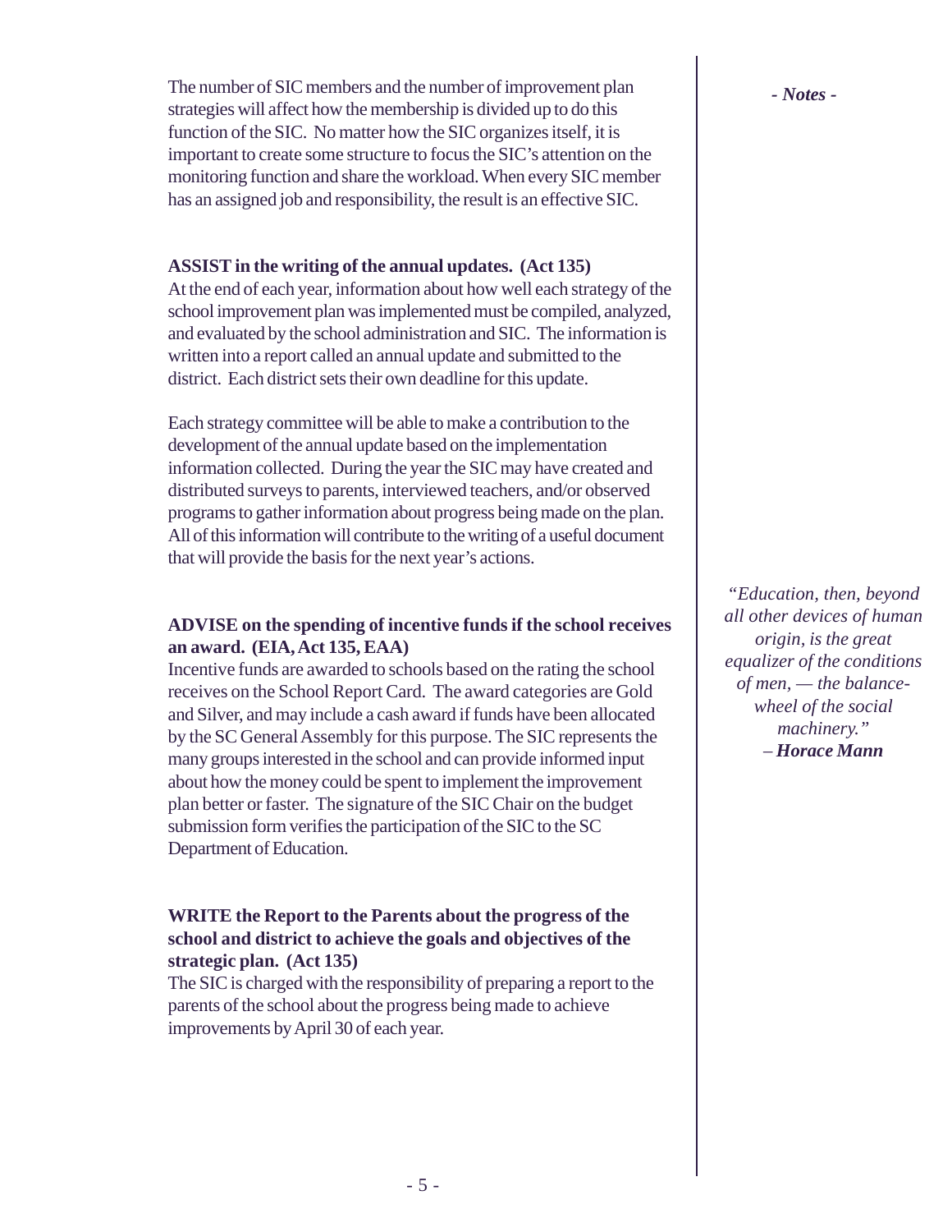The number of SIC members and the number of improvement plan strategies will affect how the membership is divided up to do this function of the SIC. No matter how the SIC organizes itself, it is important to create some structure to focus the SIC's attention on the monitoring function and share the workload. When every SIC member has an assigned job and responsibility, the result is an effective SIC.

**ASSIST in the writing of the annual updates. (Act 135)**

At the end of each year, information about how well each strategy of the school improvement plan was implemented must be compiled, analyzed, and evaluated by the school administration and SIC. The information is written into a report called an annual update and submitted to the district. Each district sets their own deadline for this update.

Each strategy committee will be able to make a contribution to the development of the annual update based on the implementation information collected. During the year the SIC may have created and distributed surveys to parents, interviewed teachers, and/or observed programs to gather information about progress being made on the plan. All of this information will contribute to the writing of a useful document that will provide the basis for the next year's actions.

**ADVISE on the spending of incentive funds if the school receives an award. (EIA, Act 135, EAA)**

Incentive funds are awarded to schools based on the rating the school receives on the School Report Card. The award categories are Gold and Silver, and may include a cash award if funds have been allocated by the SC General Assembly for this purpose. The SIC represents the many groups interested in the school and can provide informed input about how the money could be spent to implement the improvement plan better or faster. The signature of the SIC Chair on the budget submission form verifies the participation of the SIC to the SC Department of Education.

**WRITE the Report to the Parents about the progress of the school and district to achieve the goals and objectives of the strategic plan. (Act 135)**

The SIC is charged with the responsibility of preparing a report to the parents of the school about the progress being made to achieve improvements by April 30 of each year.

***- Notes -***

*"Education, then, beyond all other devices of human origin, is the great equalizer of the conditions of men, — the balance-wheel of the social machinery."*
*– **Horace Mann***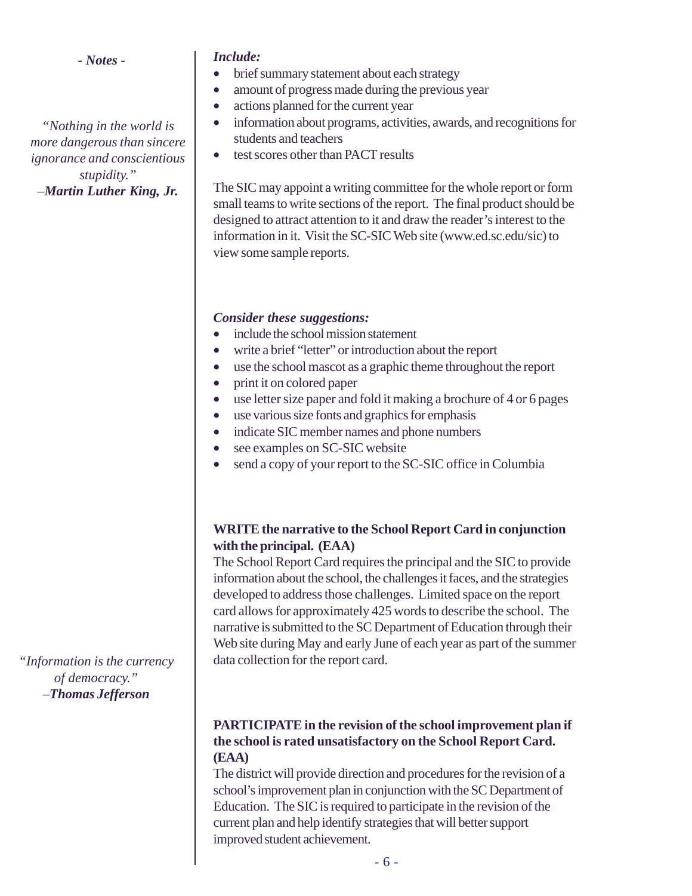*- Notes -*

*"Nothing in the world is more dangerous than sincere ignorance and conscientious stupidity."*
*–**Martin Luther King, Jr.***

***Include:***

- brief summary statement about each strategy
- amount of progress made during the previous year
- actions planned for the current year
- information about programs, activities, awards, and recognitions for students and teachers
- test scores other than PACT results

The SIC may appoint a writing committee for the whole report or form small teams to write sections of the report. The final product should be designed to attract attention to it and draw the reader's interest to the information in it. Visit the SC-SIC Web site (www.ed.sc.edu/sic) to view some sample reports.

***Consider these suggestions:***

- include the school mission statement
- write a brief "letter" or introduction about the report
- use the school mascot as a graphic theme throughout the report
- print it on colored paper
- use letter size paper and fold it making a brochure of 4 or 6 pages
- use various size fonts and graphics for emphasis
- indicate SIC member names and phone numbers
- see examples on SC-SIC website
- send a copy of your report to the SC-SIC office in Columbia

**WRITE the narrative to the School Report Card in conjunction with the principal. (EAA)**

The School Report Card requires the principal and the SIC to provide information about the school, the challenges it faces, and the strategies developed to address those challenges. Limited space on the report card allows for approximately 425 words to describe the school. The narrative is submitted to the SC Department of Education through their Web site during May and early June of each year as part of the summer data collection for the report card.

*"Information is the currency of democracy."*
*–**Thomas Jefferson***

**PARTICIPATE in the revision of the school improvement plan if the school is rated unsatisfactory on the School Report Card. (EAA)**

The district will provide direction and procedures for the revision of a school's improvement plan in conjunction with the SC Department of Education. The SIC is required to participate in the revision of the current plan and help identify strategies that will better support improved student achievement.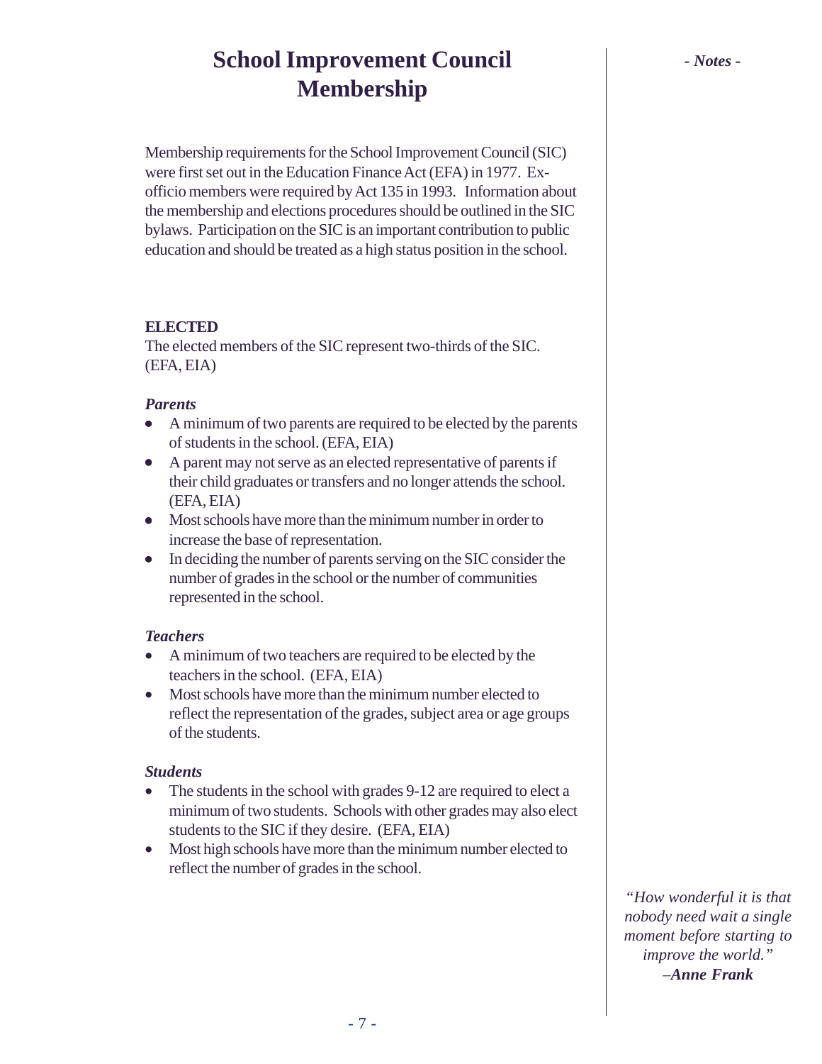# School Improvement Council Membership

*- Notes -*

Membership requirements for the School Improvement Council (SIC) were first set out in the Education Finance Act (EFA) in 1977. Ex-officio members were required by Act 135 in 1993. Information about the membership and elections procedures should be outlined in the SIC bylaws. Participation on the SIC is an important contribution to public education and should be treated as a high status position in the school.

**ELECTED**

The elected members of the SIC represent two-thirds of the SIC. (EFA, EIA)

***Parents***

- A minimum of two parents are required to be elected by the parents of students in the school. (EFA, EIA)
- A parent may not serve as an elected representative of parents if their child graduates or transfers and no longer attends the school. (EFA, EIA)
- Most schools have more than the minimum number in order to increase the base of representation.
- In deciding the number of parents serving on the SIC consider the number of grades in the school or the number of communities represented in the school.

***Teachers***

- A minimum of two teachers are required to be elected by the teachers in the school. (EFA, EIA)
- Most schools have more than the minimum number elected to reflect the representation of the grades, subject area or age groups of the students.

***Students***

- The students in the school with grades 9-12 are required to elect a minimum of two students. Schools with other grades may also elect students to the SIC if they desire. (EFA, EIA)
- Most high schools have more than the minimum number elected to reflect the number of grades in the school.

*"How wonderful it is that nobody need wait a single moment before starting to improve the world."*
*–**Anne Frank***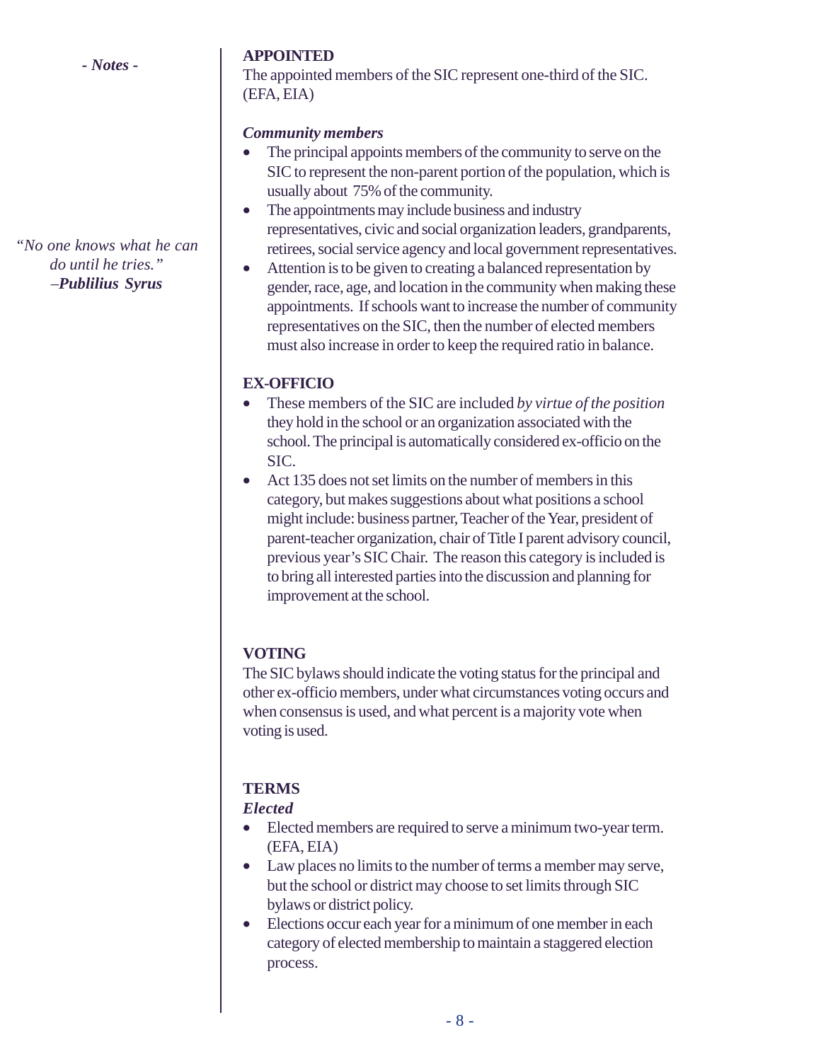- *Notes* -

*"No one knows what he can do until he tries."*
*–**Publilius Syrus***

**APPOINTED**

The appointed members of the SIC represent one-third of the SIC. (EFA, EIA)

***Community members***

- The principal appoints members of the community to serve on the SIC to represent the non-parent portion of the population, which is usually about 75% of the community.
- The appointments may include business and industry representatives, civic and social organization leaders, grandparents, retirees, social service agency and local government representatives.
- Attention is to be given to creating a balanced representation by gender, race, age, and location in the community when making these appointments. If schools want to increase the number of community representatives on the SIC, then the number of elected members must also increase in order to keep the required ratio in balance.

**EX-OFFICIO**

- These members of the SIC are included *by virtue of the position* they hold in the school or an organization associated with the school. The principal is automatically considered ex-officio on the SIC.
- Act 135 does not set limits on the number of members in this category, but makes suggestions about what positions a school might include: business partner, Teacher of the Year, president of parent-teacher organization, chair of Title I parent advisory council, previous year's SIC Chair. The reason this category is included is to bring all interested parties into the discussion and planning for improvement at the school.

**VOTING**

The SIC bylaws should indicate the voting status for the principal and other ex-officio members, under what circumstances voting occurs and when consensus is used, and what percent is a majority vote when voting is used.

**TERMS**

***Elected***

- Elected members are required to serve a minimum two-year term. (EFA, EIA)
- Law places no limits to the number of terms a member may serve, but the school or district may choose to set limits through SIC bylaws or district policy.
- Elections occur each year for a minimum of one member in each category of elected membership to maintain a staggered election process.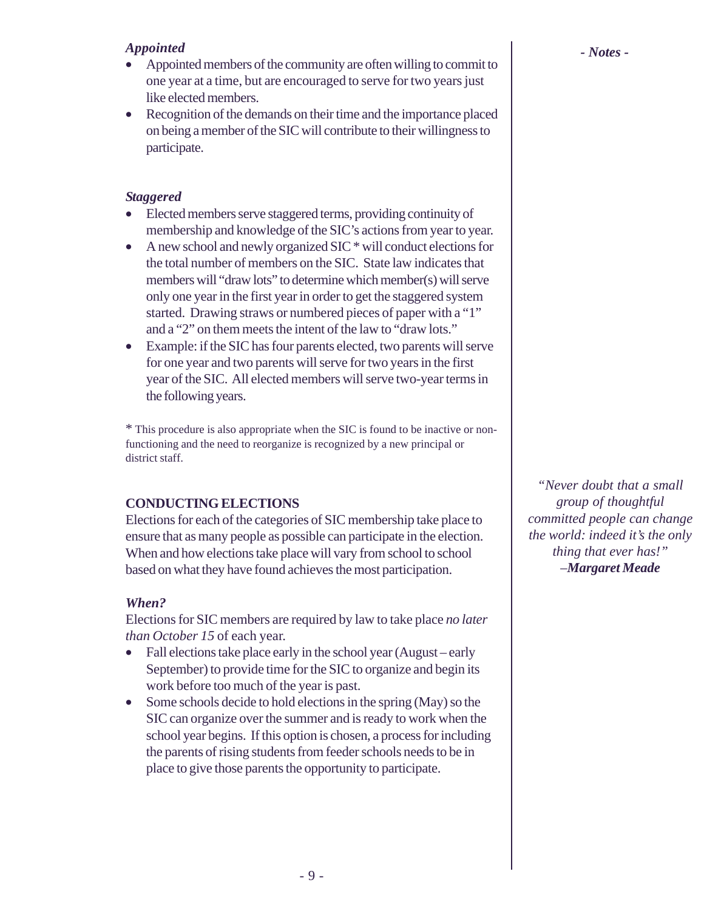*Appointed*

- Appointed members of the community are often willing to commit to one year at a time, but are encouraged to serve for two years just like elected members.
- Recognition of the demands on their time and the importance placed on being a member of the SIC will contribute to their willingness to participate.

*Staggered*

- Elected members serve staggered terms, providing continuity of membership and knowledge of the SIC's actions from year to year.
- A new school and newly organized SIC * will conduct elections for the total number of members on the SIC. State law indicates that members will "draw lots" to determine which member(s) will serve only one year in the first year in order to get the staggered system started. Drawing straws or numbered pieces of paper with a "1" and a "2" on them meets the intent of the law to "draw lots."
- Example: if the SIC has four parents elected, two parents will serve for one year and two parents will serve for two years in the first year of the SIC. All elected members will serve two-year terms in the following years.

* This procedure is also appropriate when the SIC is found to be inactive or non-functioning and the need to reorganize is recognized by a new principal or district staff.

## CONDUCTING ELECTIONS

Elections for each of the categories of SIC membership take place to ensure that as many people as possible can participate in the election. When and how elections take place will vary from school to school based on what they have found achieves the most participation.

*When?*

Elections for SIC members are required by law to take place *no later than October 15* of each year.

- Fall elections take place early in the school year (August – early September) to provide time for the SIC to organize and begin its work before too much of the year is past.
- Some schools decide to hold elections in the spring (May) so the SIC can organize over the summer and is ready to work when the school year begins. If this option is chosen, a process for including the parents of rising students from feeder schools needs to be in place to give those parents the opportunity to participate.

***- Notes -***

*"Never doubt that a small group of thoughtful committed people can change the world: indeed it's the only thing that ever has!"*
*–**Margaret Meade***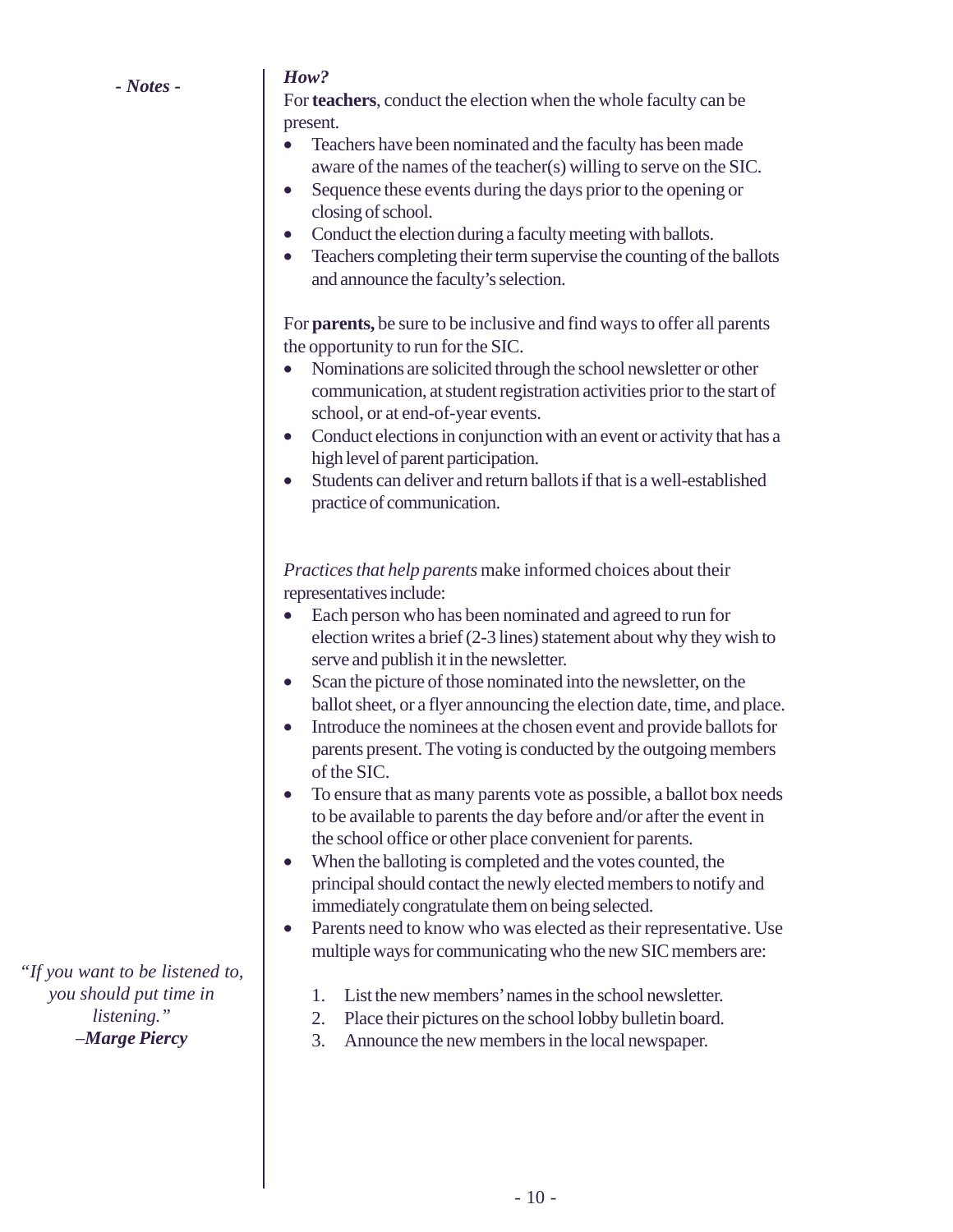- *Notes* -

***How?***

For **teachers**, conduct the election when the whole faculty can be present.

- Teachers have been nominated and the faculty has been made aware of the names of the teacher(s) willing to serve on the SIC.
- Sequence these events during the days prior to the opening or closing of school.
- Conduct the election during a faculty meeting with ballots.
- Teachers completing their term supervise the counting of the ballots and announce the faculty's selection.

For **parents,** be sure to be inclusive and find ways to offer all parents the opportunity to run for the SIC.

- Nominations are solicited through the school newsletter or other communication, at student registration activities prior to the start of school, or at end-of-year events.
- Conduct elections in conjunction with an event or activity that has a high level of parent participation.
- Students can deliver and return ballots if that is a well-established practice of communication.

*Practices that help parents* make informed choices about their representatives include:

- Each person who has been nominated and agreed to run for election writes a brief (2-3 lines) statement about why they wish to serve and publish it in the newsletter.
- Scan the picture of those nominated into the newsletter, on the ballot sheet, or a flyer announcing the election date, time, and place.
- Introduce the nominees at the chosen event and provide ballots for parents present. The voting is conducted by the outgoing members of the SIC.
- To ensure that as many parents vote as possible, a ballot box needs to be available to parents the day before and/or after the event in the school office or other place convenient for parents.
- When the balloting is completed and the votes counted, the principal should contact the newly elected members to notify and immediately congratulate them on being selected.
- Parents need to know who was elected as their representative. Use multiple ways for communicating who the new SIC members are:

  1. List the new members' names in the school newsletter.
  2. Place their pictures on the school lobby bulletin board.
  3. Announce the new members in the local newspaper.

*"If you want to be listened to, you should put time in listening."*
*–**Marge Piercy***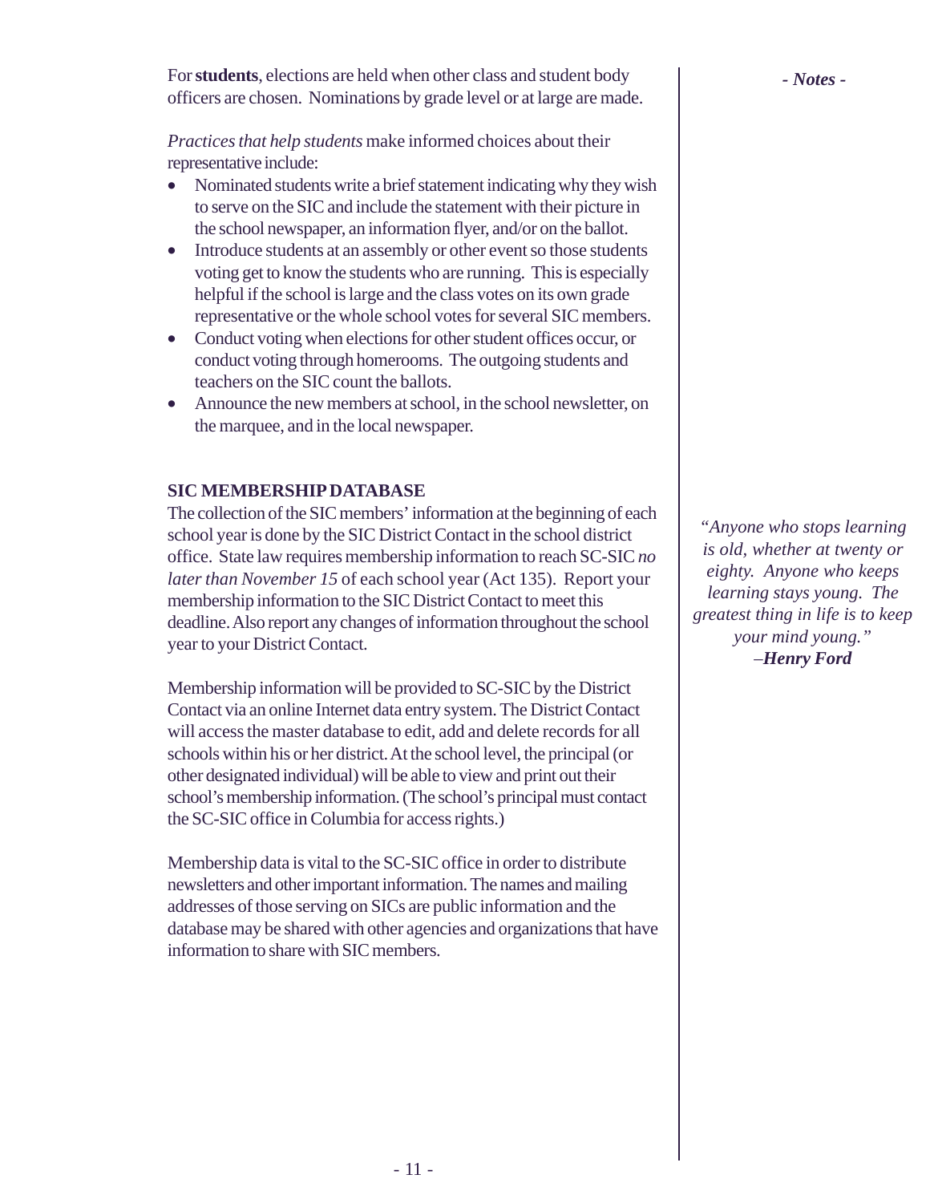For **students**, elections are held when other class and student body officers are chosen. Nominations by grade level or at large are made.

*Practices that help students* make informed choices about their representative include:

- Nominated students write a brief statement indicating why they wish to serve on the SIC and include the statement with their picture in the school newspaper, an information flyer, and/or on the ballot.
- Introduce students at an assembly or other event so those students voting get to know the students who are running. This is especially helpful if the school is large and the class votes on its own grade representative or the whole school votes for several SIC members.
- Conduct voting when elections for other student offices occur, or conduct voting through homerooms. The outgoing students and teachers on the SIC count the ballots.
- Announce the new members at school, in the school newsletter, on the marquee, and in the local newspaper.

**SIC MEMBERSHIP DATABASE**

The collection of the SIC members' information at the beginning of each school year is done by the SIC District Contact in the school district office. State law requires membership information to reach SC-SIC *no later than November 15* of each school year (Act 135). Report your membership information to the SIC District Contact to meet this deadline. Also report any changes of information throughout the school year to your District Contact.

Membership information will be provided to SC-SIC by the District Contact via an online Internet data entry system. The District Contact will access the master database to edit, add and delete records for all schools within his or her district. At the school level, the principal (or other designated individual) will be able to view and print out their school's membership information. (The school's principal must contact the SC-SIC office in Columbia for access rights.)

Membership data is vital to the SC-SIC office in order to distribute newsletters and other important information. The names and mailing addresses of those serving on SICs are public information and the database may be shared with other agencies and organizations that have information to share with SIC members.

***- Notes -***

*"Anyone who stops learning is old, whether at twenty or eighty. Anyone who keeps learning stays young. The greatest thing in life is to keep your mind young."*
*–**Henry Ford***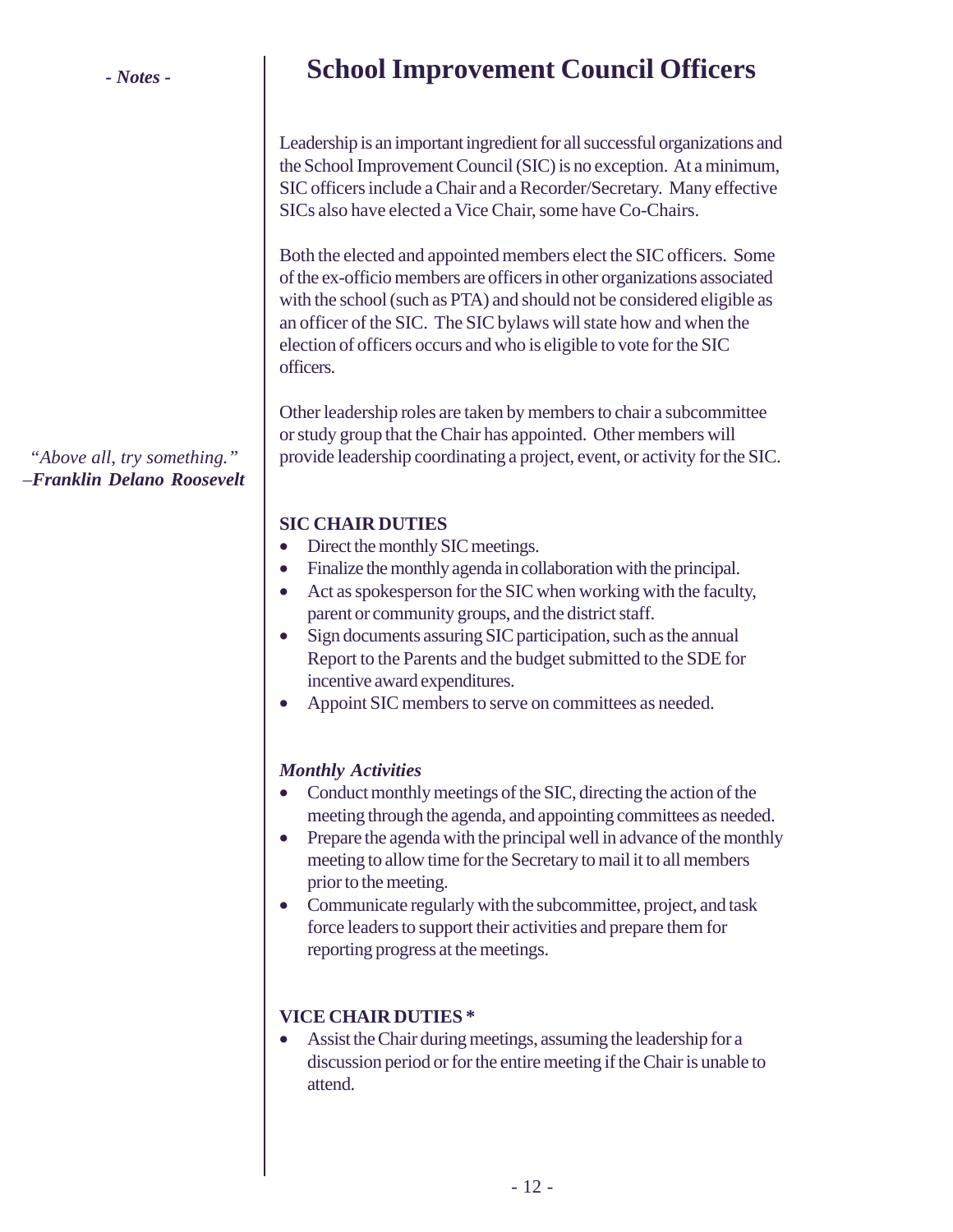- *Notes* -

# School Improvement Council Officers

Leadership is an important ingredient for all successful organizations and the School Improvement Council (SIC) is no exception. At a minimum, SIC officers include a Chair and a Recorder/Secretary. Many effective SICs also have elected a Vice Chair, some have Co-Chairs.

Both the elected and appointed members elect the SIC officers. Some of the ex-officio members are officers in other organizations associated with the school (such as PTA) and should not be considered eligible as an officer of the SIC. The SIC bylaws will state how and when the election of officers occurs and who is eligible to vote for the SIC officers.

Other leadership roles are taken by members to chair a subcommittee or study group that the Chair has appointed. Other members will provide leadership coordinating a project, event, or activity for the SIC.

*"Above all, try something."*
–***Franklin Delano Roosevelt***

**SIC CHAIR DUTIES**

- Direct the monthly SIC meetings.
- Finalize the monthly agenda in collaboration with the principal.
- Act as spokesperson for the SIC when working with the faculty, parent or community groups, and the district staff.
- Sign documents assuring SIC participation, such as the annual Report to the Parents and the budget submitted to the SDE for incentive award expenditures.
- Appoint SIC members to serve on committees as needed.

***Monthly Activities***

- Conduct monthly meetings of the SIC, directing the action of the meeting through the agenda, and appointing committees as needed.
- Prepare the agenda with the principal well in advance of the monthly meeting to allow time for the Secretary to mail it to all members prior to the meeting.
- Communicate regularly with the subcommittee, project, and task force leaders to support their activities and prepare them for reporting progress at the meetings.

**VICE CHAIR DUTIES ***

- Assist the Chair during meetings, assuming the leadership for a discussion period or for the entire meeting if the Chair is unable to attend.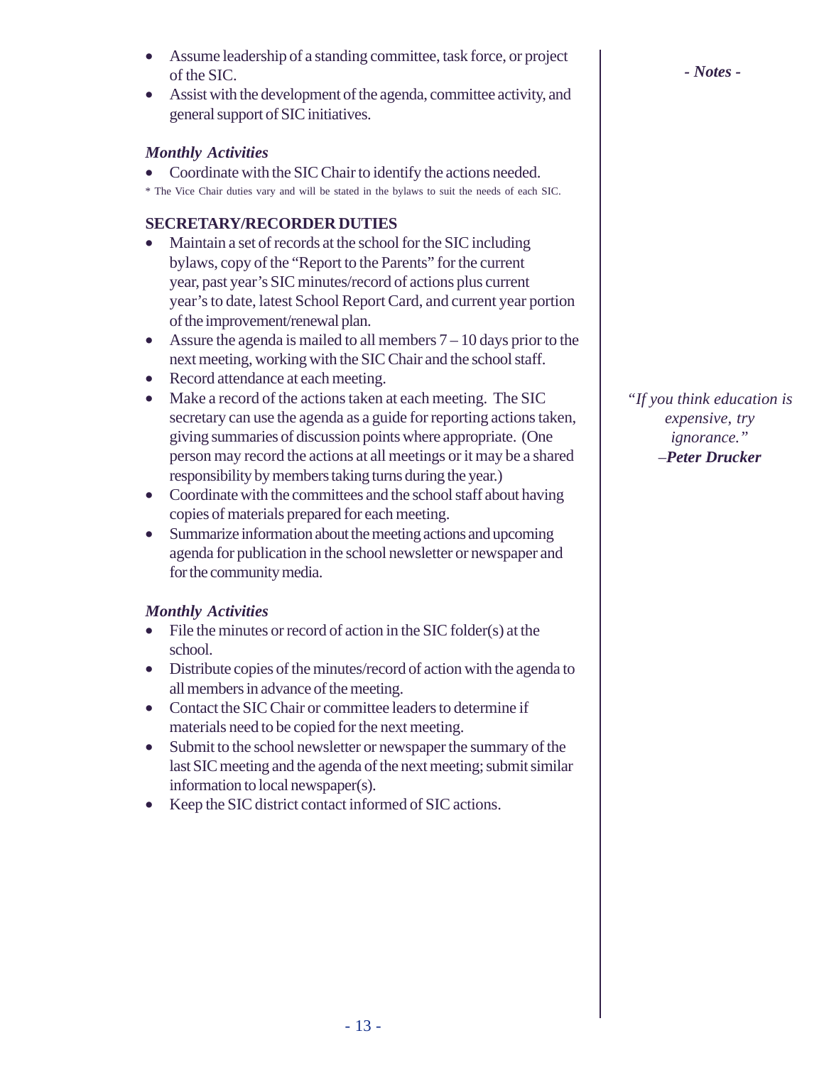- Assume leadership of a standing committee, task force, or project of the SIC.
- Assist with the development of the agenda, committee activity, and general support of SIC initiatives.

*Monthly Activities*

- Coordinate with the SIC Chair to identify the actions needed.

\* The Vice Chair duties vary and will be stated in the bylaws to suit the needs of each SIC.

**SECRETARY/RECORDER DUTIES**

- Maintain a set of records at the school for the SIC including bylaws, copy of the "Report to the Parents" for the current year, past year's SIC minutes/record of actions plus current year's to date, latest School Report Card, and current year portion of the improvement/renewal plan.
- Assure the agenda is mailed to all members 7 – 10 days prior to the next meeting, working with the SIC Chair and the school staff.
- Record attendance at each meeting.
- Make a record of the actions taken at each meeting. The SIC secretary can use the agenda as a guide for reporting actions taken, giving summaries of discussion points where appropriate. (One person may record the actions at all meetings or it may be a shared responsibility by members taking turns during the year.)
- Coordinate with the committees and the school staff about having copies of materials prepared for each meeting.
- Summarize information about the meeting actions and upcoming agenda for publication in the school newsletter or newspaper and for the community media.

*Monthly Activities*

- File the minutes or record of action in the SIC folder(s) at the school.
- Distribute copies of the minutes/record of action with the agenda to all members in advance of the meeting.
- Contact the SIC Chair or committee leaders to determine if materials need to be copied for the next meeting.
- Submit to the school newsletter or newspaper the summary of the last SIC meeting and the agenda of the next meeting; submit similar information to local newspaper(s).
- Keep the SIC district contact informed of SIC actions.

***- Notes -***

*"If you think education is expensive, try ignorance."*
*–**Peter Drucker***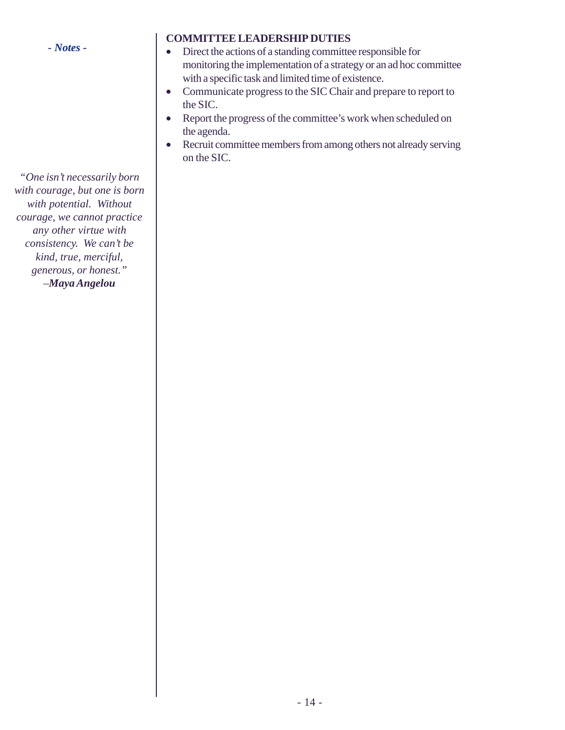*- Notes -*

*"One isn't necessarily born with courage, but one is born with potential. Without courage, we cannot practice any other virtue with consistency. We can't be kind, true, merciful, generous, or honest."*
*–**Maya Angelou***

**COMMITTEE LEADERSHIP DUTIES**

- Direct the actions of a standing committee responsible for monitoring the implementation of a strategy or an ad hoc committee with a specific task and limited time of existence.
- Communicate progress to the SIC Chair and prepare to report to the SIC.
- Report the progress of the committee's work when scheduled on the agenda.
- Recruit committee members from among others not already serving on the SIC.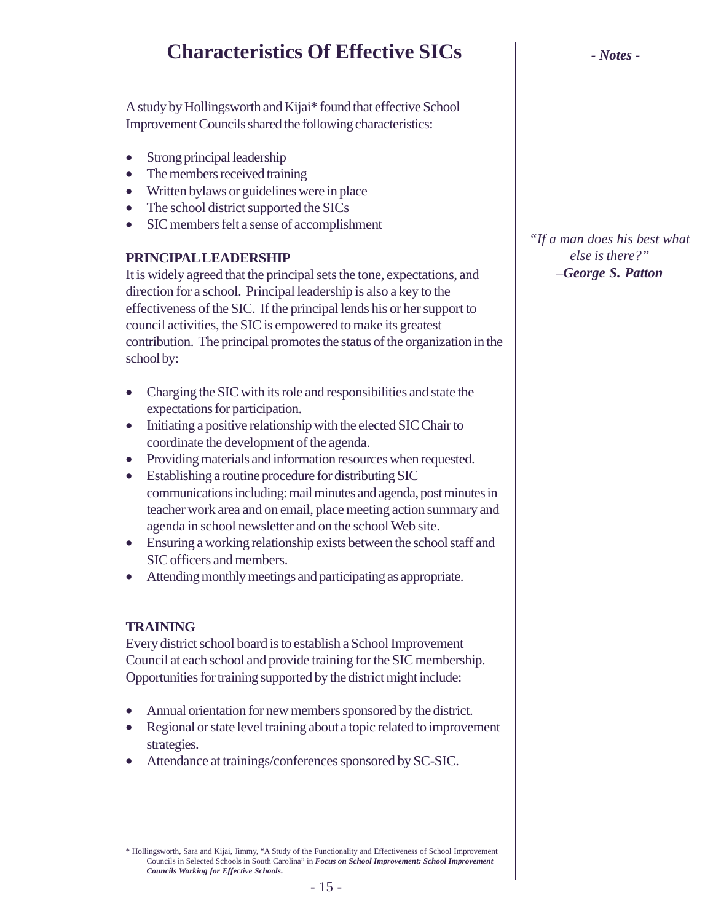# Characteristics Of Effective SICs

*- Notes -*

A study by Hollingsworth and Kijai* found that effective School Improvement Councils shared the following characteristics:

- Strong principal leadership
- The members received training
- Written bylaws or guidelines were in place
- The school district supported the SICs
- SIC members felt a sense of accomplishment

*"If a man does his best what else is there?"*
*–**George S. Patton***

**PRINCIPAL LEADERSHIP**

It is widely agreed that the principal sets the tone, expectations, and direction for a school. Principal leadership is also a key to the effectiveness of the SIC. If the principal lends his or her support to council activities, the SIC is empowered to make its greatest contribution. The principal promotes the status of the organization in the school by:

- Charging the SIC with its role and responsibilities and state the expectations for participation.
- Initiating a positive relationship with the elected SIC Chair to coordinate the development of the agenda.
- Providing materials and information resources when requested.
- Establishing a routine procedure for distributing SIC communications including: mail minutes and agenda, post minutes in teacher work area and on email, place meeting action summary and agenda in school newsletter and on the school Web site.
- Ensuring a working relationship exists between the school staff and SIC officers and members.
- Attending monthly meetings and participating as appropriate.

**TRAINING**

Every district school board is to establish a School Improvement Council at each school and provide training for the SIC membership. Opportunities for training supported by the district might include:

- Annual orientation for new members sponsored by the district.
- Regional or state level training about a topic related to improvement strategies.
- Attendance at trainings/conferences sponsored by SC-SIC.

\* Hollingsworth, Sara and Kijai, Jimmy, "A Study of the Functionality and Effectiveness of School Improvement Councils in Selected Schools in South Carolina" in ***Focus on School Improvement: School Improvement Councils Working for Effective Schools.***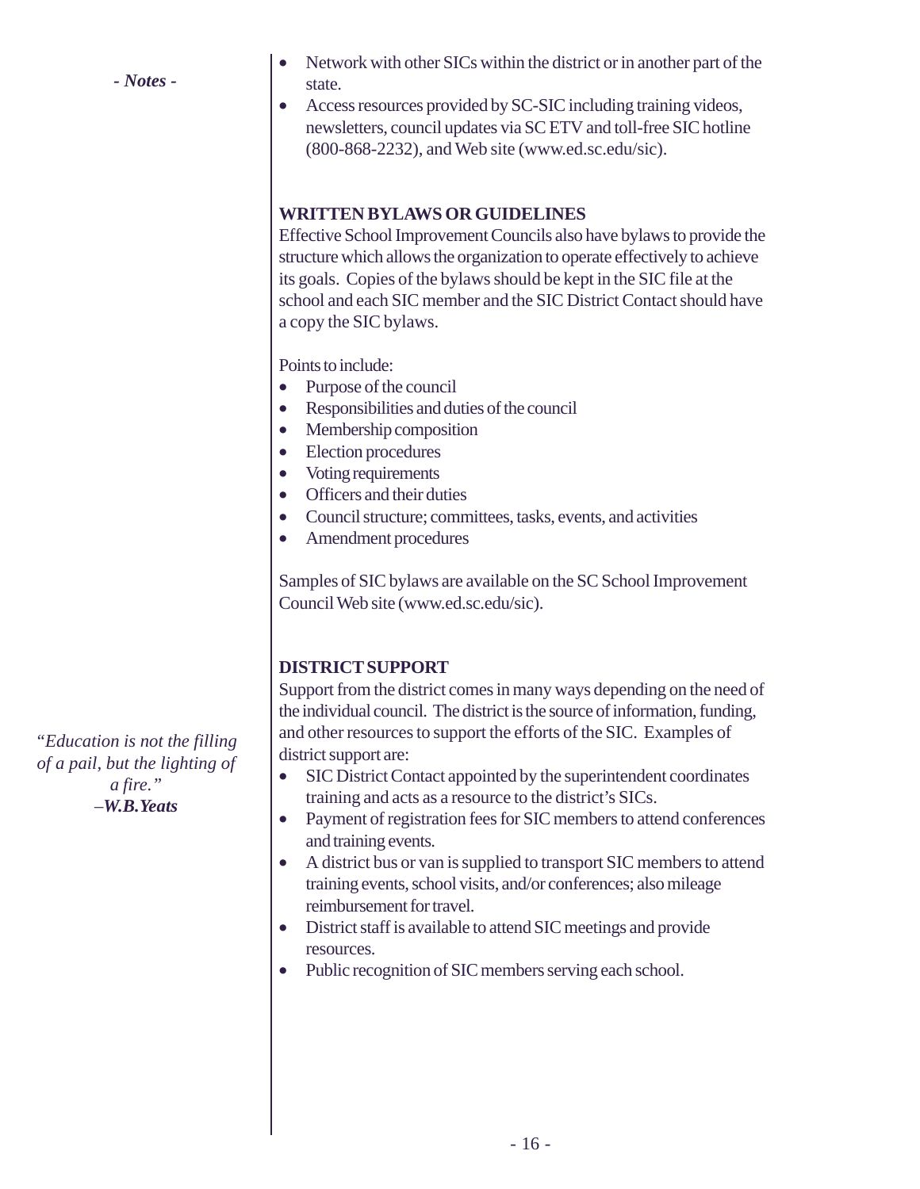*- Notes -*

- Network with other SICs within the district or in another part of the state.
- Access resources provided by SC-SIC including training videos, newsletters, council updates via SC ETV and toll-free SIC hotline (800-868-2232), and Web site (www.ed.sc.edu/sic).

**WRITTEN BYLAWS OR GUIDELINES**

Effective School Improvement Councils also have bylaws to provide the structure which allows the organization to operate effectively to achieve its goals. Copies of the bylaws should be kept in the SIC file at the school and each SIC member and the SIC District Contact should have a copy the SIC bylaws.

Points to include:

- Purpose of the council
- Responsibilities and duties of the council
- Membership composition
- Election procedures
- Voting requirements
- Officers and their duties
- Council structure; committees, tasks, events, and activities
- Amendment procedures

Samples of SIC bylaws are available on the SC School Improvement Council Web site (www.ed.sc.edu/sic).

**DISTRICT SUPPORT**

Support from the district comes in many ways depending on the need of the individual council. The district is the source of information, funding, and other resources to support the efforts of the SIC. Examples of district support are:

- SIC District Contact appointed by the superintendent coordinates training and acts as a resource to the district's SICs.
- Payment of registration fees for SIC members to attend conferences and training events.
- A district bus or van is supplied to transport SIC members to attend training events, school visits, and/or conferences; also mileage reimbursement for travel.
- District staff is available to attend SIC meetings and provide resources.
- Public recognition of SIC members serving each school.

*"Education is not the filling of a pail, but the lighting of a fire."*
*–**W.B. Yeats***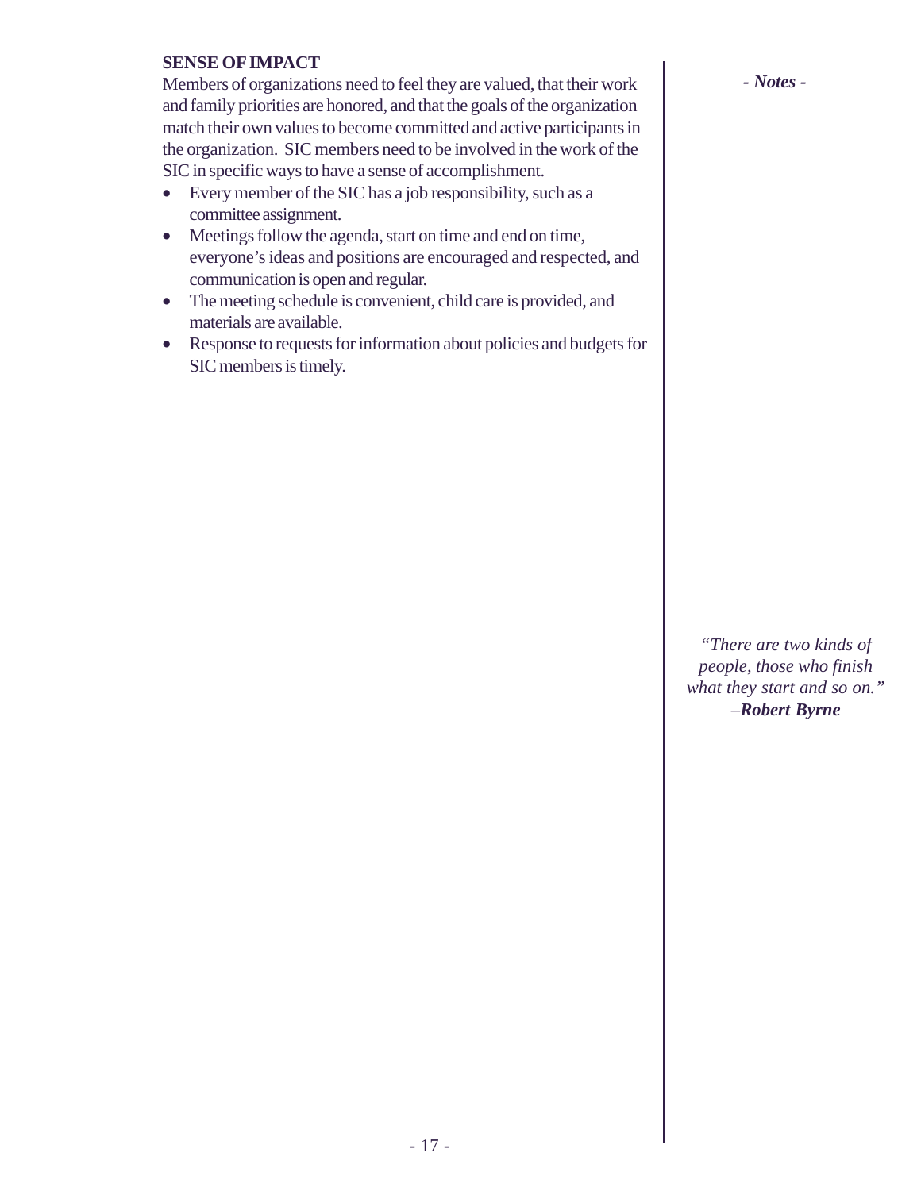**SENSE OF IMPACT**

Members of organizations need to feel they are valued, that their work and family priorities are honored, and that the goals of the organization match their own values to become committed and active participants in the organization. SIC members need to be involved in the work of the SIC in specific ways to have a sense of accomplishment.

- Every member of the SIC has a job responsibility, such as a committee assignment.
- Meetings follow the agenda, start on time and end on time, everyone's ideas and positions are encouraged and respected, and communication is open and regular.
- The meeting schedule is convenient, child care is provided, and materials are available.
- Response to requests for information about policies and budgets for SIC members is timely.

*- Notes -*

*"There are two kinds of people, those who finish what they start and so on."*
*–**Robert Byrne***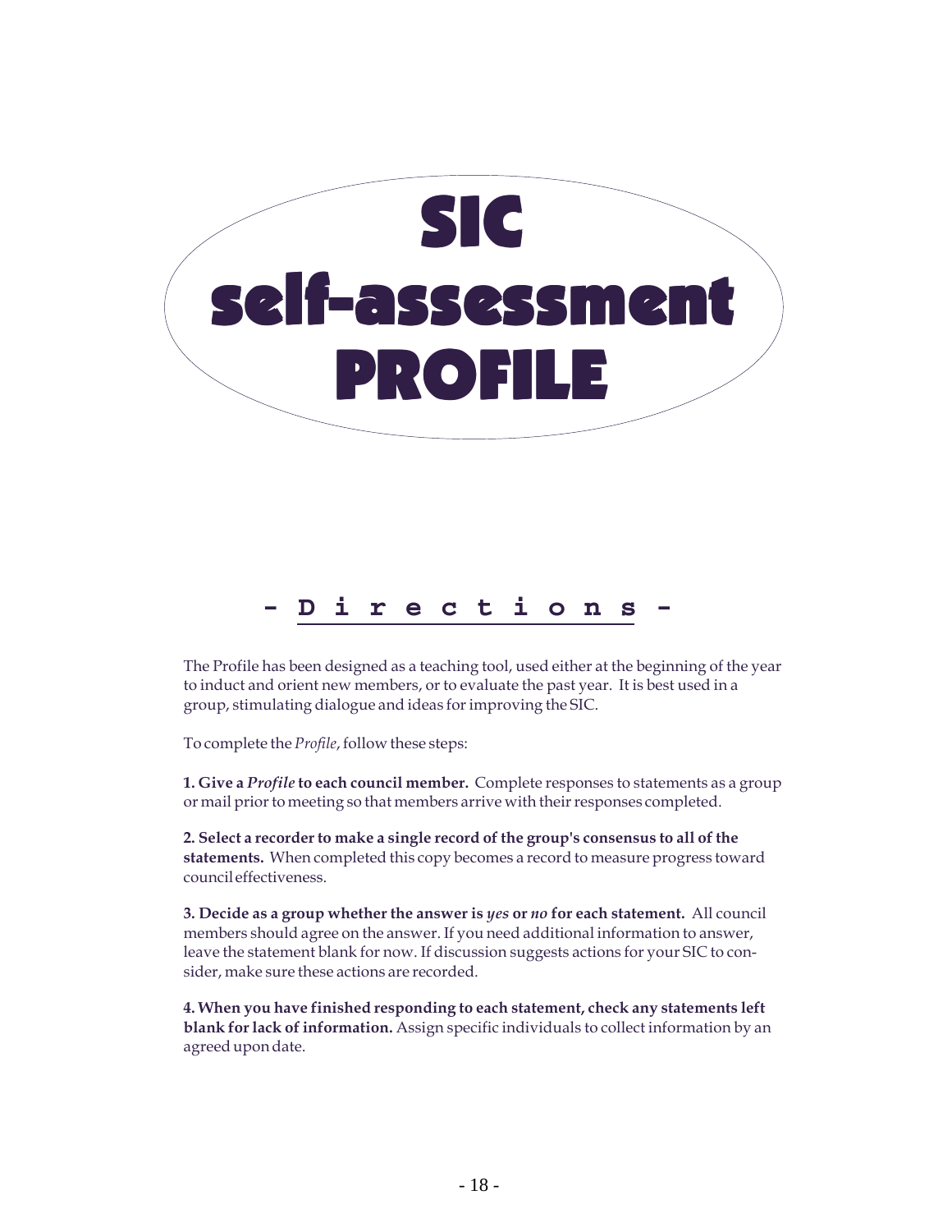# SIC self-assessment PROFILE

## - Directions -

The Profile has been designed as a teaching tool, used either at the beginning of the year to induct and orient new members, or to evaluate the past year. It is best used in a group, stimulating dialogue and ideas for improving the SIC.

To complete the *Profile*, follow these steps:

**1. Give a *Profile* to each council member.** Complete responses to statements as a group or mail prior to meeting so that members arrive with their responses completed.

**2. Select a recorder to make a single record of the group's consensus to all of the statements.** When completed this copy becomes a record to measure progress toward council effectiveness.

**3. Decide as a group whether the answer is *yes* or *no* for each statement.** All council members should agree on the answer. If you need additional information to answer, leave the statement blank for now. If discussion suggests actions for your SIC to consider, make sure these actions are recorded.

**4. When you have finished responding to each statement, check any statements left blank for lack of information.** Assign specific individuals to collect information by an agreed upon date.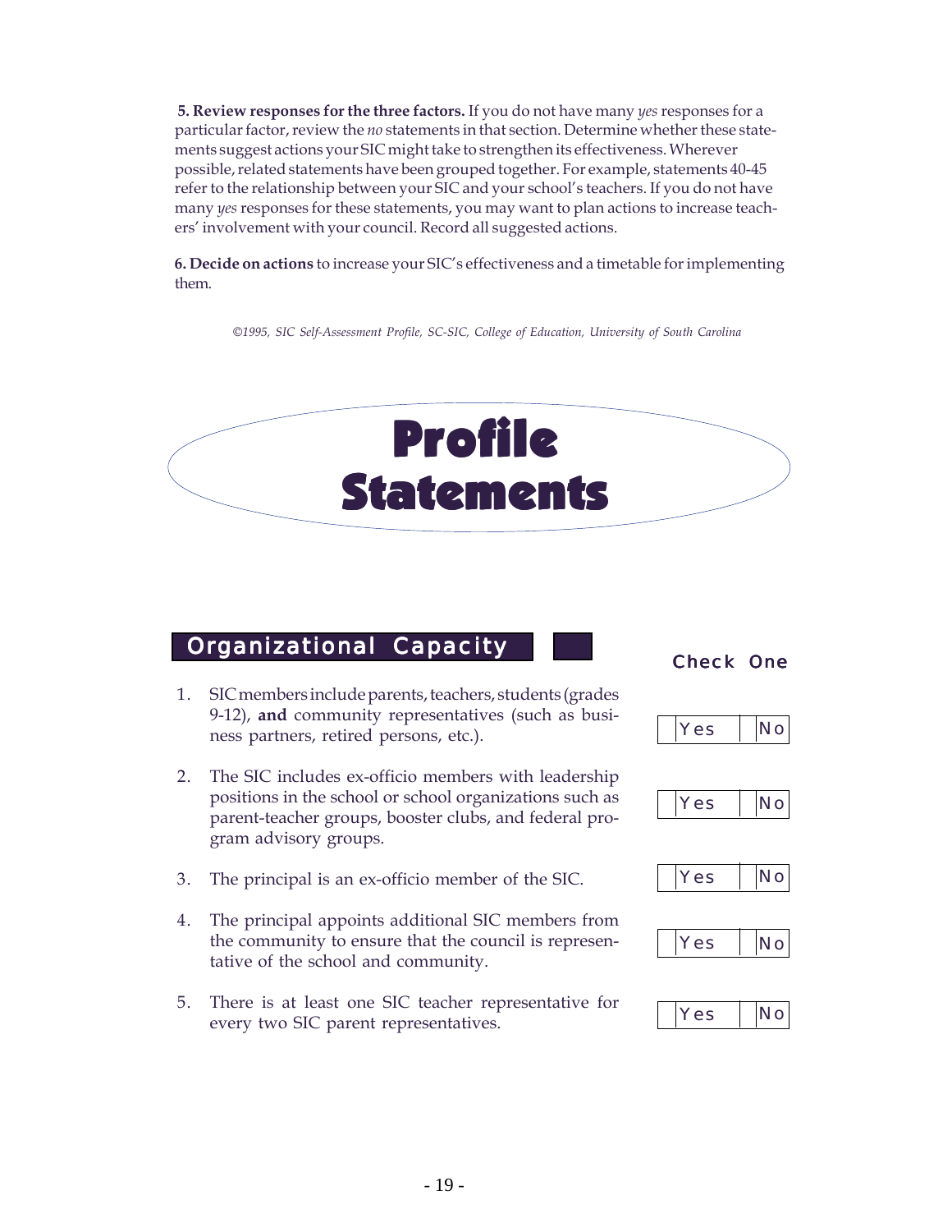**5. Review responses for the three factors.** If you do not have many *yes* responses for a particular factor, review the *no* statements in that section. Determine whether these statements suggest actions your SIC might take to strengthen its effectiveness. Wherever possible, related statements have been grouped together. For example, statements 40-45 refer to the relationship between your SIC and your school's teachers. If you do not have many *yes* responses for these statements, you may want to plan actions to increase teachers' involvement with your council. Record all suggested actions.

**6. Decide on actions** to increase your SIC's effectiveness and a timetable for implementing them.

*©1995, SIC Self-Assessment Profile, SC-SIC, College of Education, University of South Carolina*

# Profile Statements

## Organizational Capacity

| Statement | Check One | |
|---|---|---|
| 1. SIC members include parents, teachers, students (grades 9-12), **and** community representatives (such as business partners, retired persons, etc.). | Yes | No |
| 2. The SIC includes ex-officio members with leadership positions in the school or school organizations such as parent-teacher groups, booster clubs, and federal program advisory groups. | Yes | No |
| 3. The principal is an ex-officio member of the SIC. | Yes | No |
| 4. The principal appoints additional SIC members from the community to ensure that the council is representative of the school and community. | Yes | No |
| 5. There is at least one SIC teacher representative for every two SIC parent representatives. | Yes | No |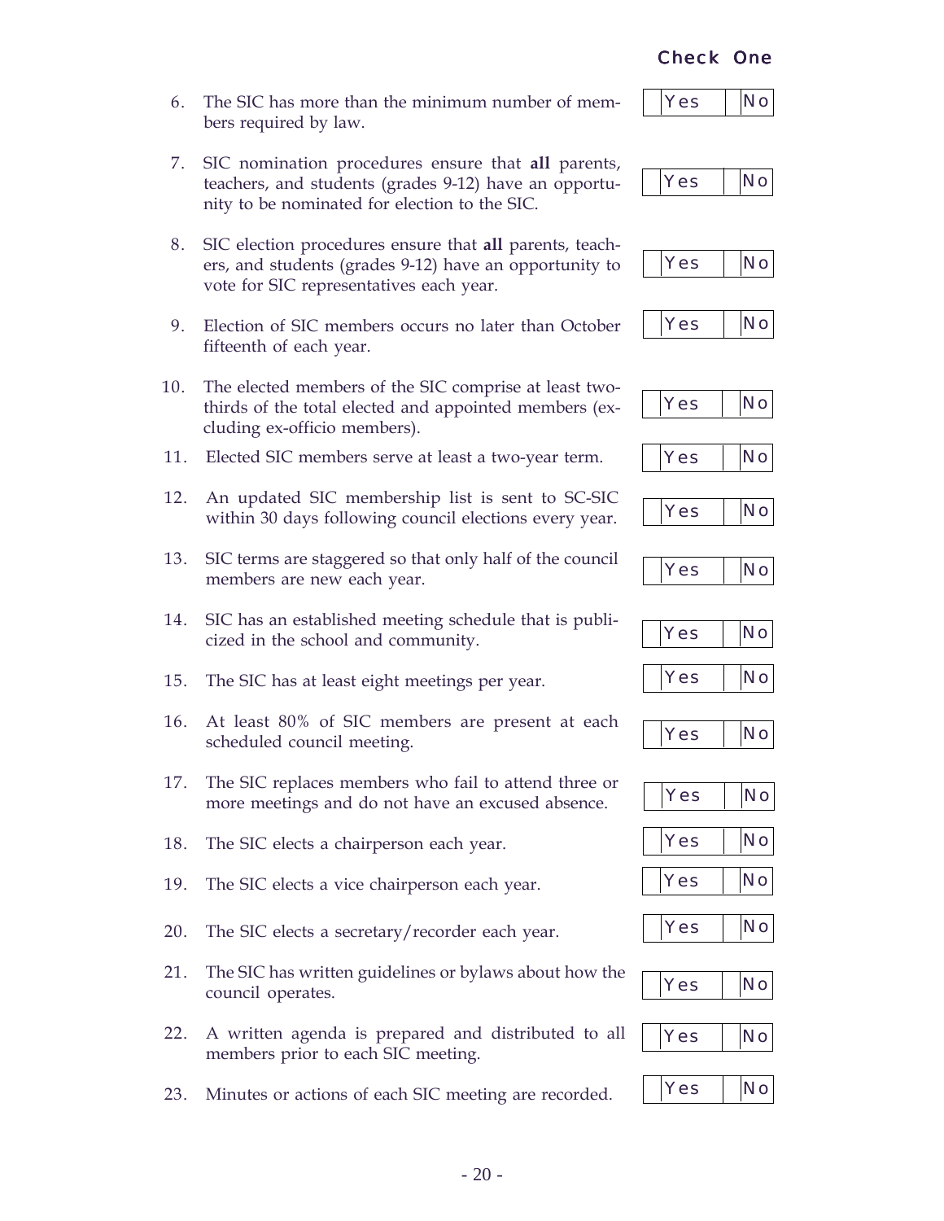| | Check One | |
|---|---|---|
| 6. The SIC has more than the minimum number of members required by law. | Yes | No |
| 7. SIC nomination procedures ensure that **all** parents, teachers, and students (grades 9-12) have an opportunity to be nominated for election to the SIC. | Yes | No |
| 8. SIC election procedures ensure that **all** parents, teachers, and students (grades 9-12) have an opportunity to vote for SIC representatives each year. | Yes | No |
| 9. Election of SIC members occurs no later than October fifteenth of each year. | Yes | No |
| 10. The elected members of the SIC comprise at least two-thirds of the total elected and appointed members (excluding ex-officio members). | Yes | No |
| 11. Elected SIC members serve at least a two-year term. | Yes | No |
| 12. An updated SIC membership list is sent to SC-SIC within 30 days following council elections every year. | Yes | No |
| 13. SIC terms are staggered so that only half of the council members are new each year. | Yes | No |
| 14. SIC has an established meeting schedule that is publicized in the school and community. | Yes | No |
| 15. The SIC has at least eight meetings per year. | Yes | No |
| 16. At least 80% of SIC members are present at each scheduled council meeting. | Yes | No |
| 17. The SIC replaces members who fail to attend three or more meetings and do not have an excused absence. | Yes | No |
| 18. The SIC elects a chairperson each year. | Yes | No |
| 19. The SIC elects a vice chairperson each year. | Yes | No |
| 20. The SIC elects a secretary/recorder each year. | Yes | No |
| 21. The SIC has written guidelines or bylaws about how the council operates. | Yes | No |
| 22. A written agenda is prepared and distributed to all members prior to each SIC meeting. | Yes | No |
| 23. Minutes or actions of each SIC meeting are recorded. | Yes | No |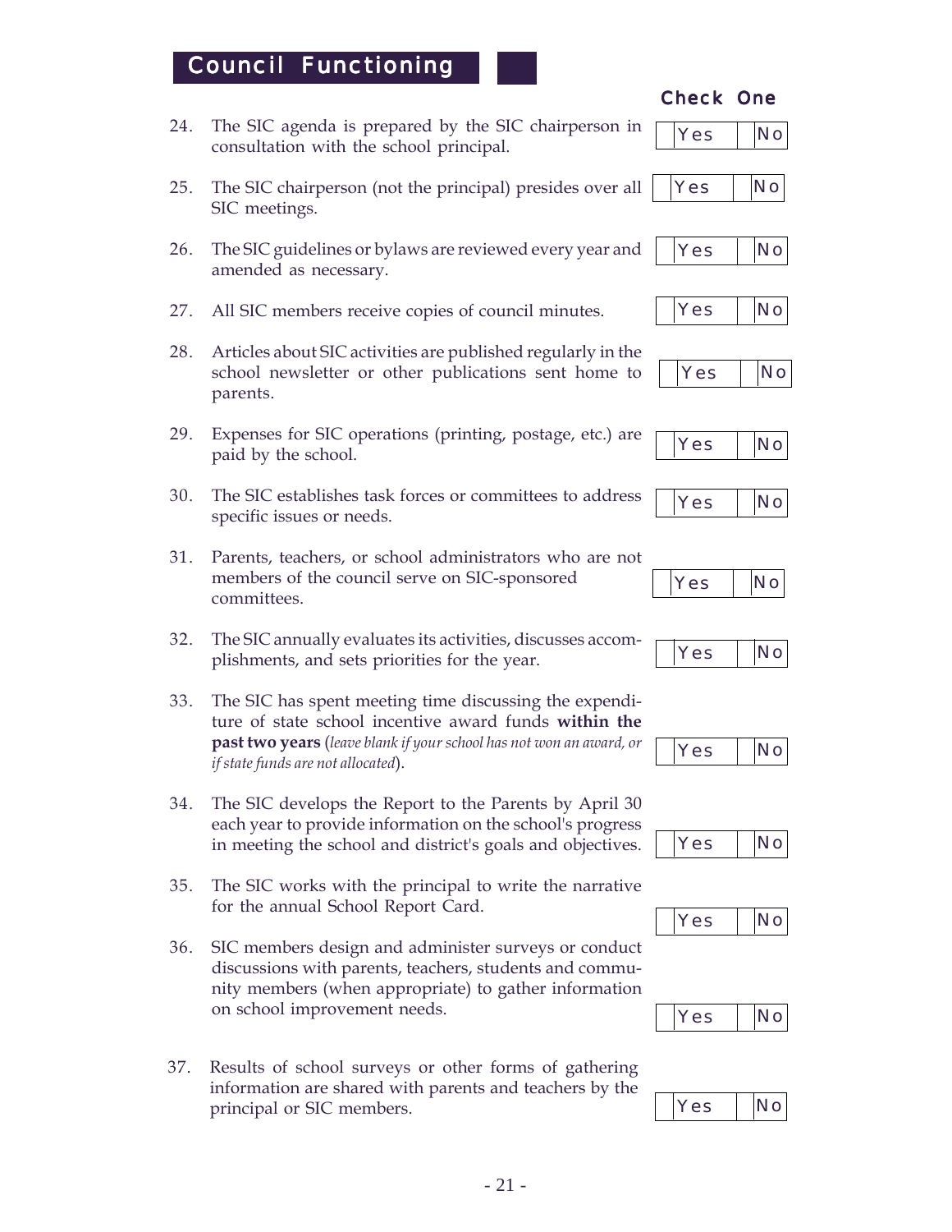## Council Functioning

**Check One**

24. The SIC agenda is prepared by the SIC chairperson in consultation with the school principal. — Yes / No

25. The SIC chairperson (not the principal) presides over all SIC meetings. — Yes / No

26. The SIC guidelines or bylaws are reviewed every year and amended as necessary. — Yes / No

27. All SIC members receive copies of council minutes. — Yes / No

28. Articles about SIC activities are published regularly in the school newsletter or other publications sent home to parents. — Yes / No

29. Expenses for SIC operations (printing, postage, etc.) are paid by the school. — Yes / No

30. The SIC establishes task forces or committees to address specific issues or needs. — Yes / No

31. Parents, teachers, or school administrators who are not members of the council serve on SIC-sponsored committees. — Yes / No

32. The SIC annually evaluates its activities, discusses accomplishments, and sets priorities for the year. — Yes / No

33. The SIC has spent meeting time discussing the expenditure of state school incentive award funds **within the past two years** (*leave blank if your school has not won an award, or if state funds are not allocated*). — Yes / No

34. The SIC develops the Report to the Parents by April 30 each year to provide information on the school's progress in meeting the school and district's goals and objectives. — Yes / No

35. The SIC works with the principal to write the narrative for the annual School Report Card. — Yes / No

36. SIC members design and administer surveys or conduct discussions with parents, teachers, students and community members (when appropriate) to gather information on school improvement needs. — Yes / No

37. Results of school surveys or other forms of gathering information are shared with parents and teachers by the principal or SIC members. — Yes / No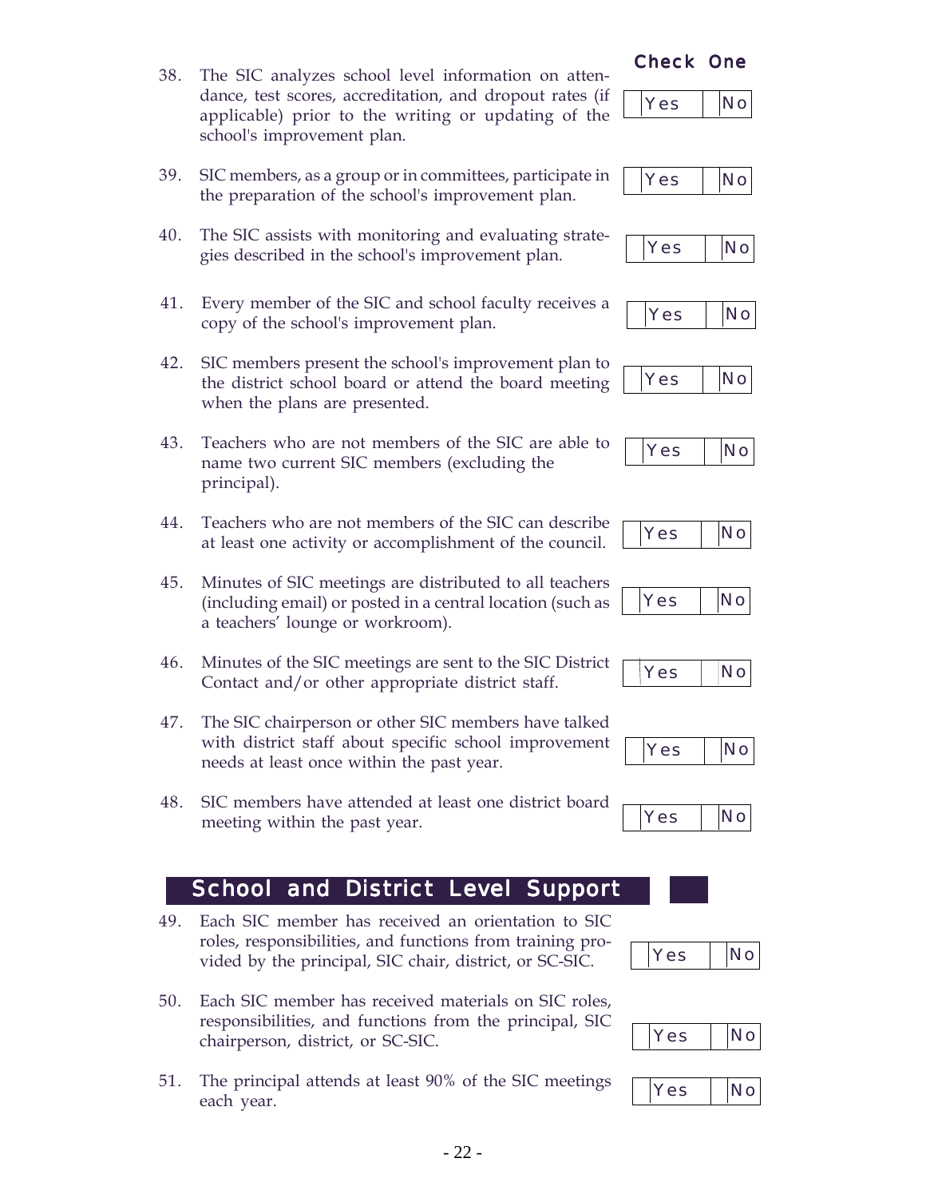Check One

38. The SIC analyzes school level information on attendance, test scores, accreditation, and dropout rates (if applicable) prior to the writing or updating of the school's improvement plan. Yes | No

39. SIC members, as a group or in committees, participate in the preparation of the school's improvement plan. Yes | No

40. The SIC assists with monitoring and evaluating strategies described in the school's improvement plan. Yes | No

41. Every member of the SIC and school faculty receives a copy of the school's improvement plan. Yes | No

42. SIC members present the school's improvement plan to the district school board or attend the board meeting when the plans are presented. Yes | No

43. Teachers who are not members of the SIC are able to name two current SIC members (excluding the principal). Yes | No

44. Teachers who are not members of the SIC can describe at least one activity or accomplishment of the council. Yes | No

45. Minutes of SIC meetings are distributed to all teachers (including email) or posted in a central location (such as a teachers' lounge or workroom). Yes | No

46. Minutes of the SIC meetings are sent to the SIC District Contact and/or other appropriate district staff. Yes | No

47. The SIC chairperson or other SIC members have talked with district staff about specific school improvement needs at least once within the past year. Yes | No

48. SIC members have attended at least one district board meeting within the past year. Yes | No

## School and District Level Support

49. Each SIC member has received an orientation to SIC roles, responsibilities, and functions from training provided by the principal, SIC chair, district, or SC-SIC. Yes | No

50. Each SIC member has received materials on SIC roles, responsibilities, and functions from the principal, SIC chairperson, district, or SC-SIC. Yes | No

51. The principal attends at least 90% of the SIC meetings each year. Yes | No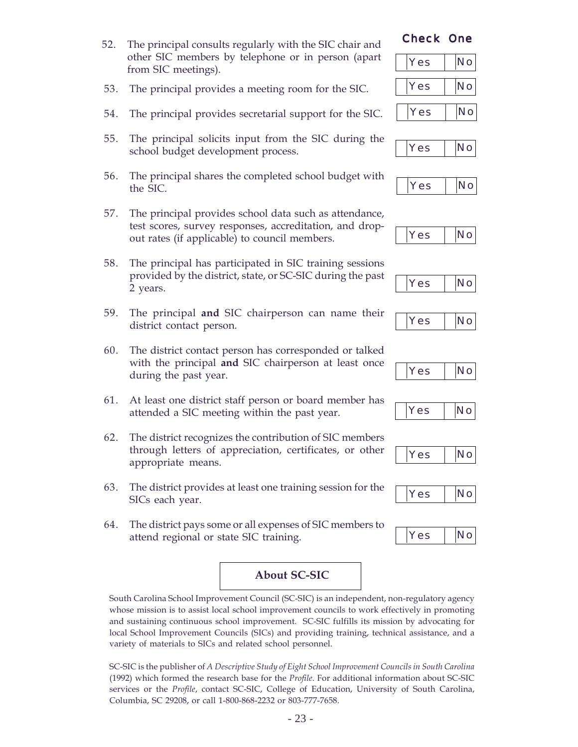| | Check One | |
|---|---|---|
| 52. The principal consults regularly with the SIC chair and other SIC members by telephone or in person (apart from SIC meetings). | Yes | No |
| 53. The principal provides a meeting room for the SIC. | Yes | No |
| 54. The principal provides secretarial support for the SIC. | Yes | No |
| 55. The principal solicits input from the SIC during the school budget development process. | Yes | No |
| 56. The principal shares the completed school budget with the SIC. | Yes | No |
| 57. The principal provides school data such as attendance, test scores, survey responses, accreditation, and drop-out rates (if applicable) to council members. | Yes | No |
| 58. The principal has participated in SIC training sessions provided by the district, state, or SC-SIC during the past 2 years. | Yes | No |
| 59. The principal **and** SIC chairperson can name their district contact person. | Yes | No |
| 60. The district contact person has corresponded or talked with the principal **and** SIC chairperson at least once during the past year. | Yes | No |
| 61. At least one district staff person or board member has attended a SIC meeting within the past year. | Yes | No |
| 62. The district recognizes the contribution of SIC members through letters of appreciation, certificates, or other appropriate means. | Yes | No |
| 63. The district provides at least one training session for the SICs each year. | Yes | No |
| 64. The district pays some or all expenses of SIC members to attend regional or state SIC training. | Yes | No |

## About SC-SIC

South Carolina School Improvement Council (SC-SIC) is an independent, non-regulatory agency whose mission is to assist local school improvement councils to work effectively in promoting and sustaining continuous school improvement. SC-SIC fulfills its mission by advocating for local School Improvement Councils (SICs) and providing training, technical assistance, and a variety of materials to SICs and related school personnel.

SC-SIC is the publisher of *A Descriptive Study of Eight School Improvement Councils in South Carolina* (1992) which formed the research base for the *Profile*. For additional information about SC-SIC services or the *Profile*, contact SC-SIC, College of Education, University of South Carolina, Columbia, SC 29208, or call 1-800-868-2232 or 803-777-7658.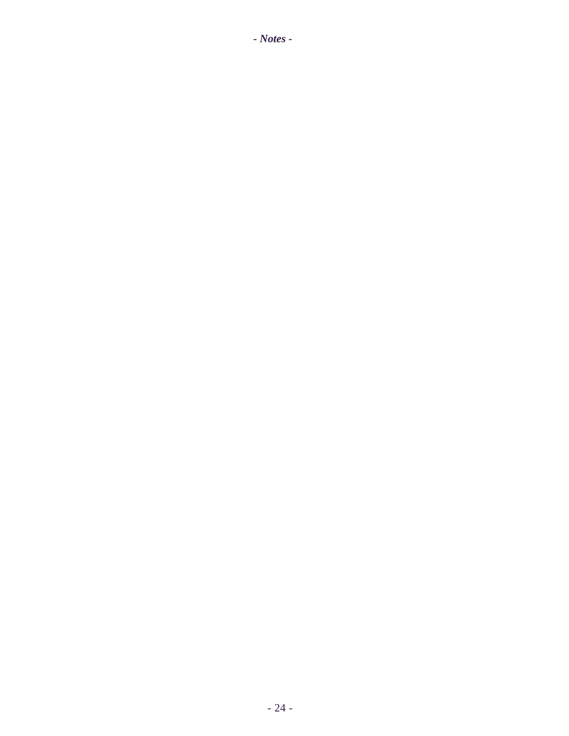***- Notes -***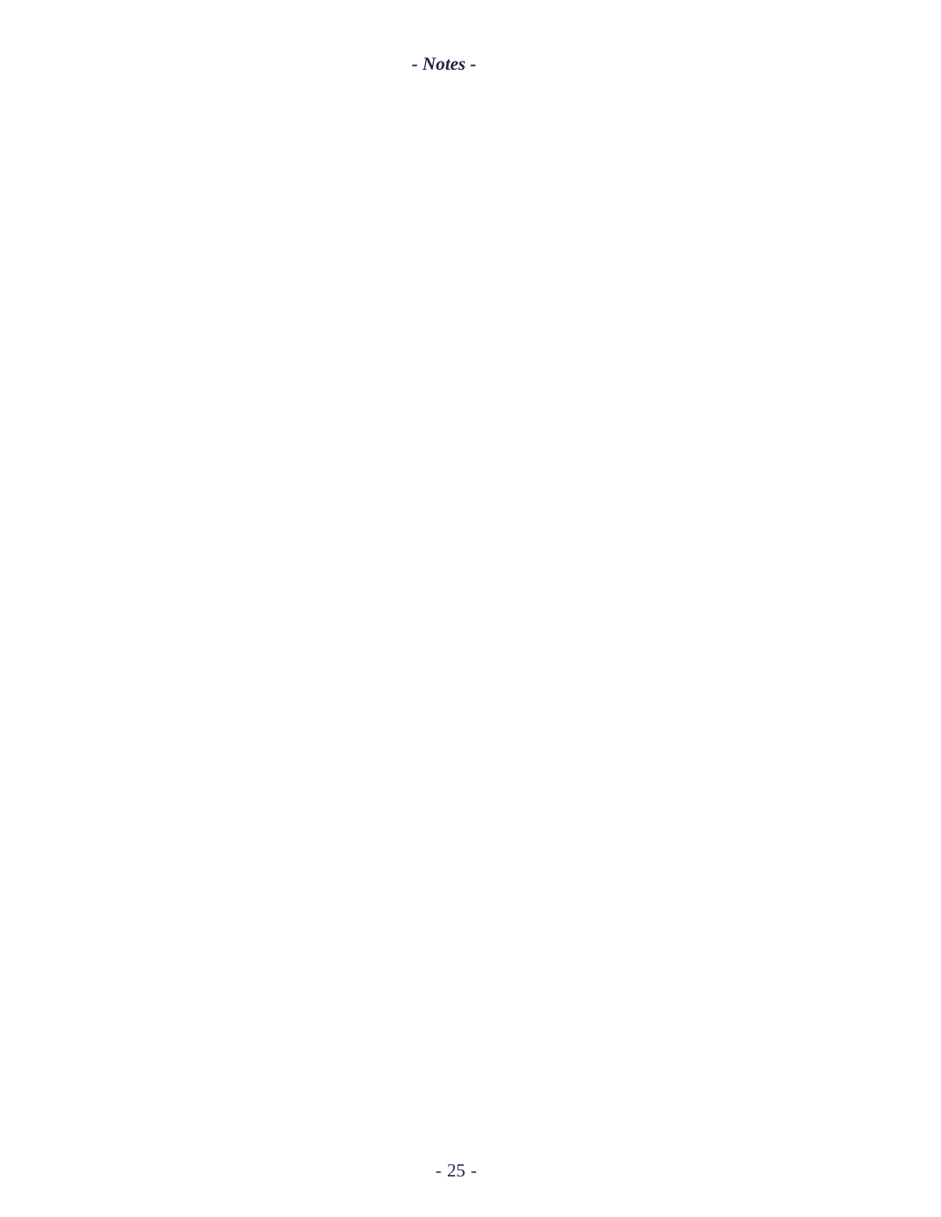***- Notes -***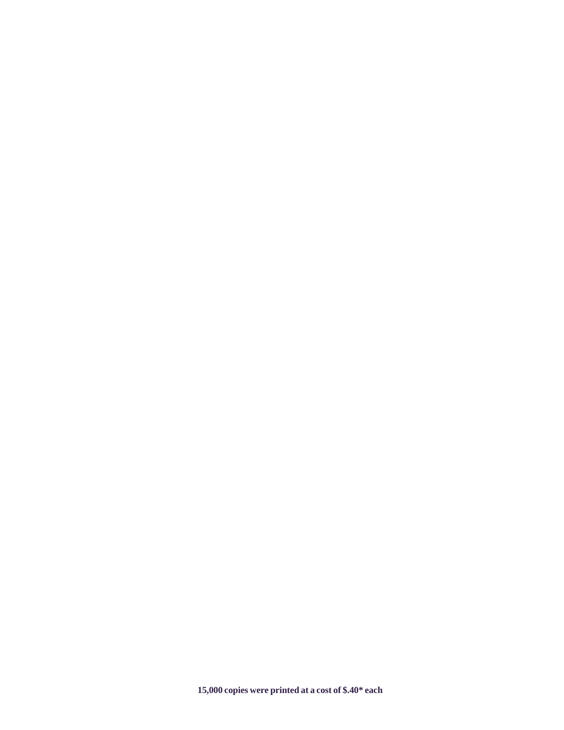**15,000 copies were printed at a cost of $.40* each**